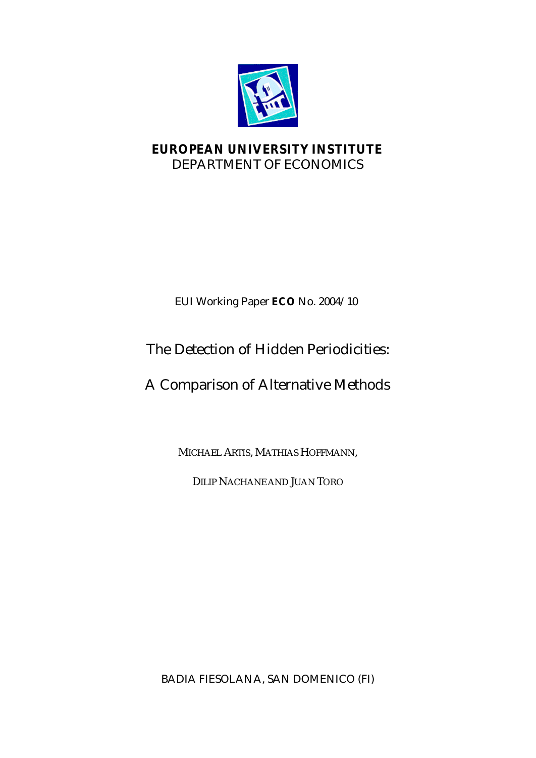**EUROPEAN UNIVERSITY INSTITUTE**
DEPARTMENT OF ECONOMICS

EUI Working Paper **ECO** No. 2004/10

# The Detection of Hidden Periodicities:

# A Comparison of Alternative Methods

MICHAEL ARTIS, MATHIAS HOFFMANN,

DILIP NACHANE AND JUAN TORO

BADIA FIESOLANA, SAN DOMENICO (FI)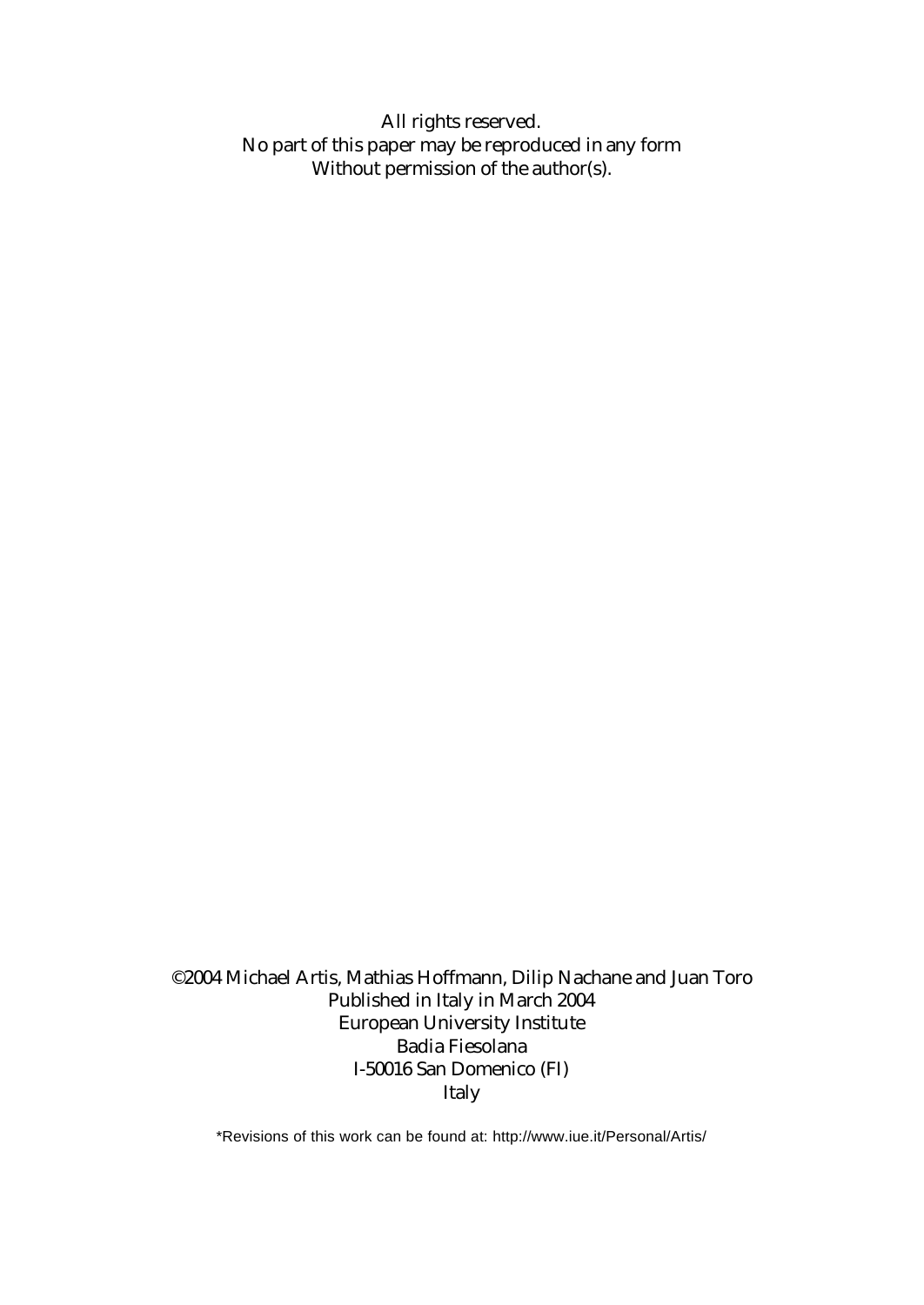All rights reserved.
No part of this paper may be reproduced in any form
Without permission of the author(s).

©2004 Michael Artis, Mathias Hoffmann, Dilip Nachane and Juan Toro
Published in Italy in March 2004
European University Institute
Badia Fiesolana
I-50016 San Domenico (FI)
Italy

*Revisions of this work can be found at: http://www.iue.it/Personal/Artis/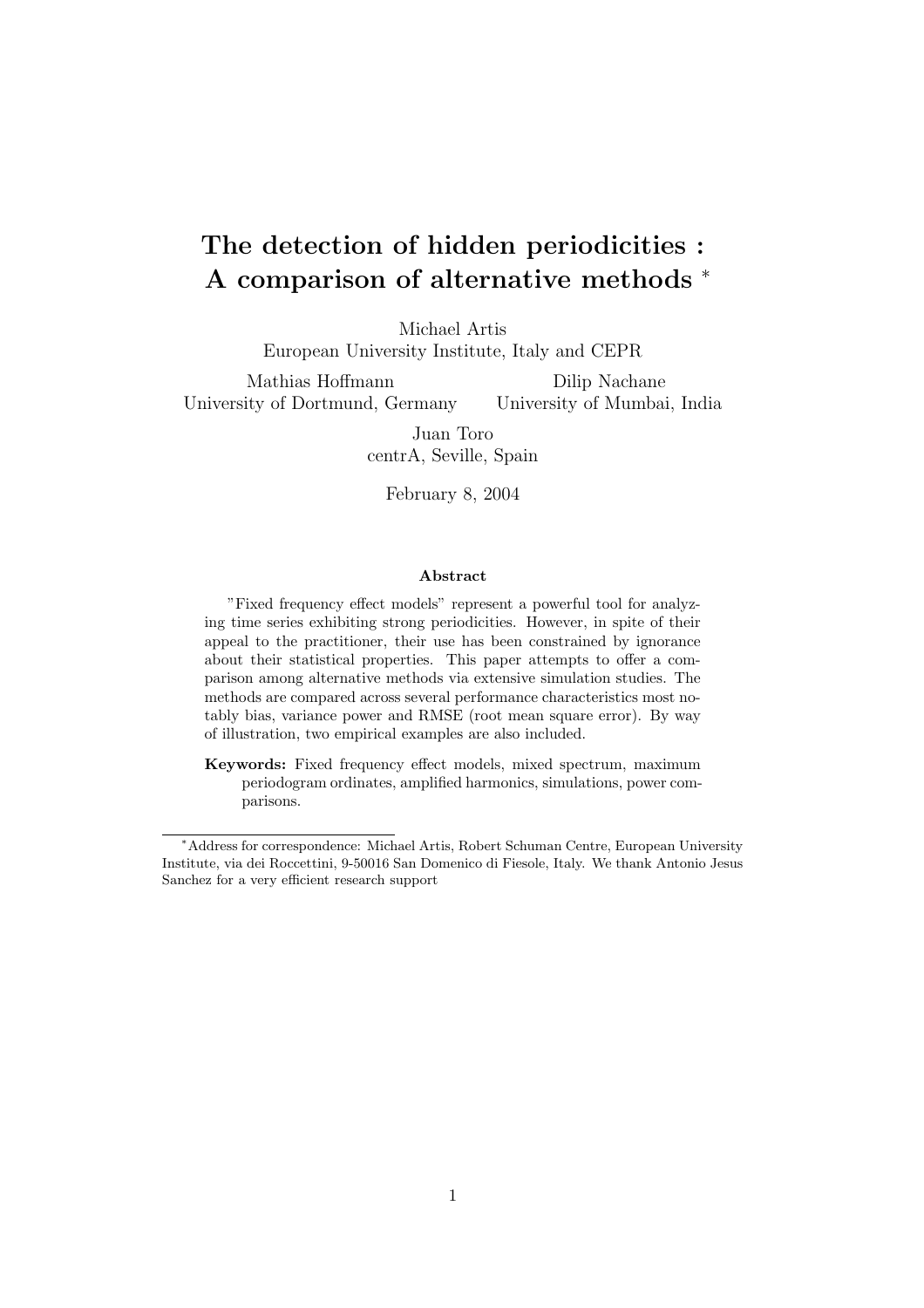# The detection of hidden periodicities : A comparison of alternative methods [*]

Michael Artis
European University Institute, Italy and CEPR

Mathias Hoffmann
University of Dortmund, Germany

Dilip Nachane
University of Mumbai, India

Juan Toro
centrA, Seville, Spain

February 8, 2004

### Abstract

"Fixed frequency effect models" represent a powerful tool for analyzing time series exhibiting strong periodicities. However, in spite of their appeal to the practitioner, their use has been constrained by ignorance about their statistical properties. This paper attempts to offer a comparison among alternative methods via extensive simulation studies. The methods are compared across several performance characteristics most notably bias, variance power and RMSE (root mean square error). By way of illustration, two empirical examples are also included.

**Keywords:** Fixed frequency effect models, mixed spectrum, maximum periodogram ordinates, amplified harmonics, simulations, power comparisons.

---

[*] Address for correspondence: Michael Artis, Robert Schuman Centre, European University Institute, via dei Roccettini, 9-50016 San Domenico di Fiesole, Italy. We thank Antonio Jesus Sanchez for a very efficient research support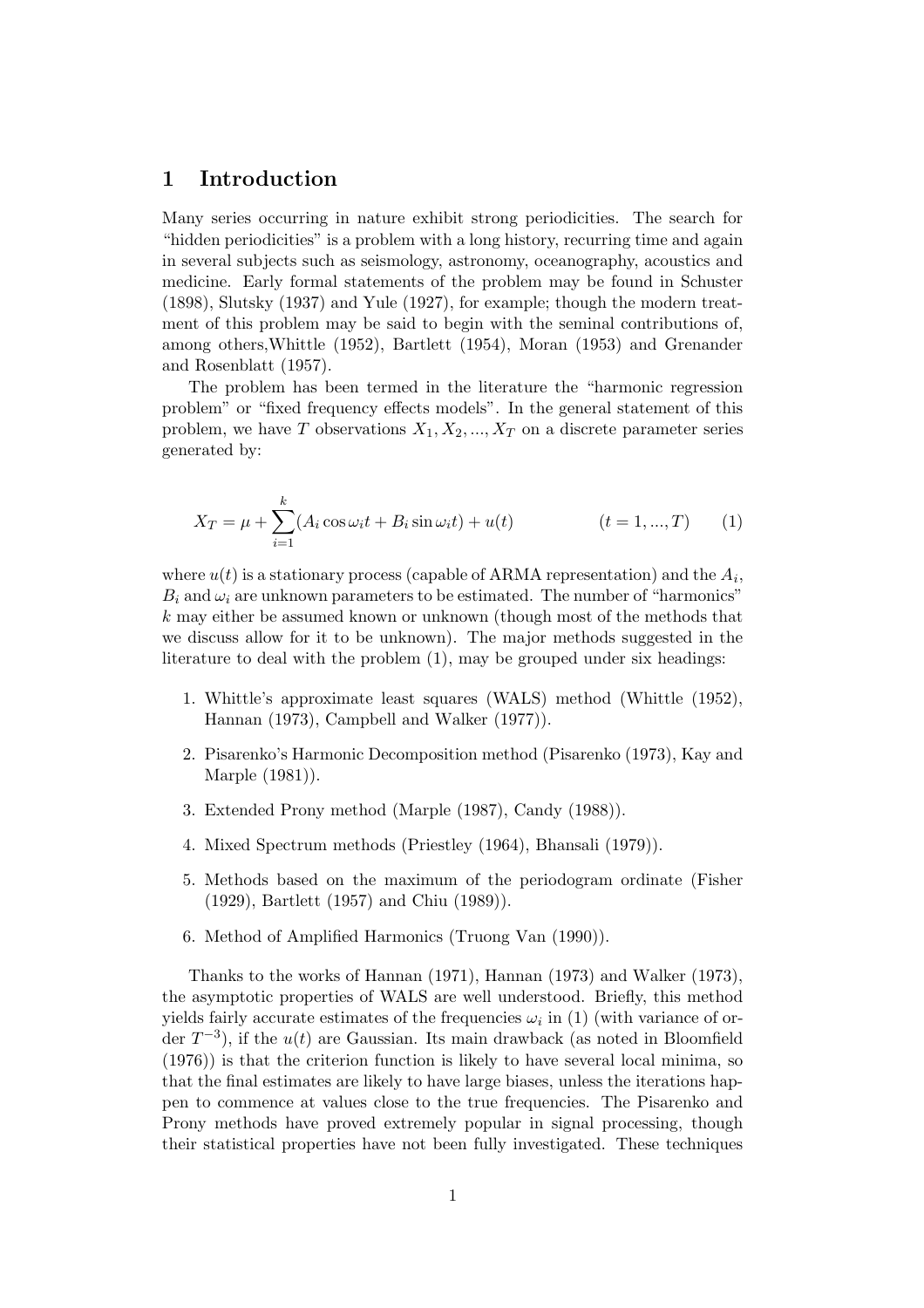# 1 Introduction

Many series occurring in nature exhibit strong periodicities. The search for "hidden periodicities" is a problem with a long history, recurring time and again in several subjects such as seismology, astronomy, oceanography, acoustics and medicine. Early formal statements of the problem may be found in Schuster (1898), Slutsky (1937) and Yule (1927), for example; though the modern treatment of this problem may be said to begin with the seminal contributions of, among others,Whittle (1952), Bartlett (1954), Moran (1953) and Grenander and Rosenblatt (1957).

The problem has been termed in the literature the "harmonic regression problem" or "fixed frequency effects models". In the general statement of this problem, we have $T$ observations $X_1, X_2, ..., X_T$ on a discrete parameter series generated by:

$$X_T = \mu + \sum_{i=1}^{k} (A_i \cos \omega_i t + B_i \sin \omega_i t) + u(t) \qquad (t = 1, ..., T) \qquad (1)$$

where $u(t)$ is a stationary process (capable of ARMA representation) and the $A_i$, $B_i$ and $\omega_i$ are unknown parameters to be estimated. The number of "harmonics" $k$ may either be assumed known or unknown (though most of the methods that we discuss allow for it to be unknown). The major methods suggested in the literature to deal with the problem (1), may be grouped under six headings:

1. Whittle's approximate least squares (WALS) method (Whittle (1952), Hannan (1973), Campbell and Walker (1977)).
2. Pisarenko's Harmonic Decomposition method (Pisarenko (1973), Kay and Marple (1981)).
3. Extended Prony method (Marple (1987), Candy (1988)).
4. Mixed Spectrum methods (Priestley (1964), Bhansali (1979)).
5. Methods based on the maximum of the periodogram ordinate (Fisher (1929), Bartlett (1957) and Chiu (1989)).
6. Method of Amplified Harmonics (Truong Van (1990)).

Thanks to the works of Hannan (1971), Hannan (1973) and Walker (1973), the asymptotic properties of WALS are well understood. Briefly, this method yields fairly accurate estimates of the frequencies $\omega_i$ in (1) (with variance of order $T^{-3}$), if the $u(t)$ are Gaussian. Its main drawback (as noted in Bloomfield (1976)) is that the criterion function is likely to have several local minima, so that the final estimates are likely to have large biases, unless the iterations happen to commence at values close to the true frequencies. The Pisarenko and Prony methods have proved extremely popular in signal processing, though their statistical properties have not been fully investigated. These techniques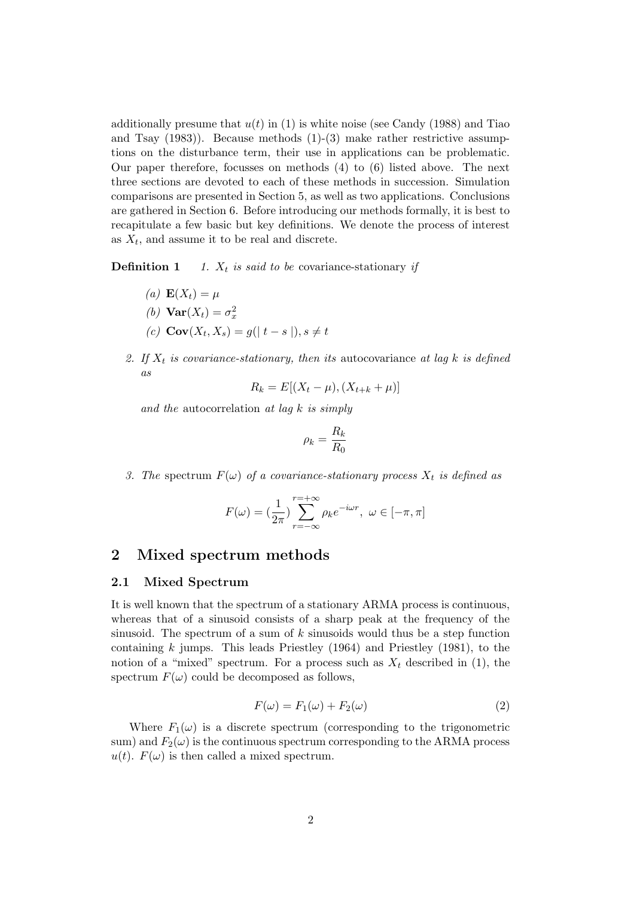additionally presume that $u(t)$ in (1) is white noise (see Candy (1988) and Tiao and Tsay (1983)). Because methods (1)-(3) make rather restrictive assumptions on the disturbance term, their use in applications can be problematic. Our paper therefore, focusses on methods (4) to (6) listed above. The next three sections are devoted to each of these methods in succession. Simulation comparisons are presented in Section 5, as well as two applications. Conclusions are gathered in Section 6. Before introducing our methods formally, it is best to recapitulate a few basic but key definitions. We denote the process of interest as $X_t$, and assume it to be real and discrete.

**Definition 1** *1. $X_t$ is said to be* covariance-stationary *if*

*(a)* $\mathbf{E}(X_t) = \mu$

*(b)* $\mathbf{Var}(X_t) = \sigma_x^2$

*(c)* $\mathbf{Cov}(X_t, X_s) = g(\mid t - s \mid), s \neq t$

*2. If $X_t$ is covariance-stationary, then its* autocovariance *at lag $k$ is defined as*

$$R_k = E[(X_t - \mu), (X_{t+k} + \mu)]$$

*and the* autocorrelation *at lag $k$ is simply*

$$\rho_k = \frac{R_k}{R_0}$$

*3. The* spectrum *$F(\omega)$ of a covariance-stationary process $X_t$ is defined as*

$$F(\omega) = (\frac{1}{2\pi}) \sum_{r=-\infty}^{r=+\infty} \rho_k e^{-i\omega r}, \ \omega \in [-\pi, \pi]$$

## 2 Mixed spectrum methods

### 2.1 Mixed Spectrum

It is well known that the spectrum of a stationary ARMA process is continuous, whereas that of a sinusoid consists of a sharp peak at the frequency of the sinusoid. The spectrum of a sum of $k$ sinusoids would thus be a step function containing $k$ jumps. This leads Priestley (1964) and Priestley (1981), to the notion of a "mixed" spectrum. For a process such as $X_t$ described in (1), the spectrum $F(\omega)$ could be decomposed as follows,

$$F(\omega) = F_1(\omega) + F_2(\omega) \tag{2}$$

Where $F_1(\omega)$ is a discrete spectrum (corresponding to the trigonometric sum) and $F_2(\omega)$ is the continuous spectrum corresponding to the ARMA process $u(t)$. $F(\omega)$ is then called a mixed spectrum.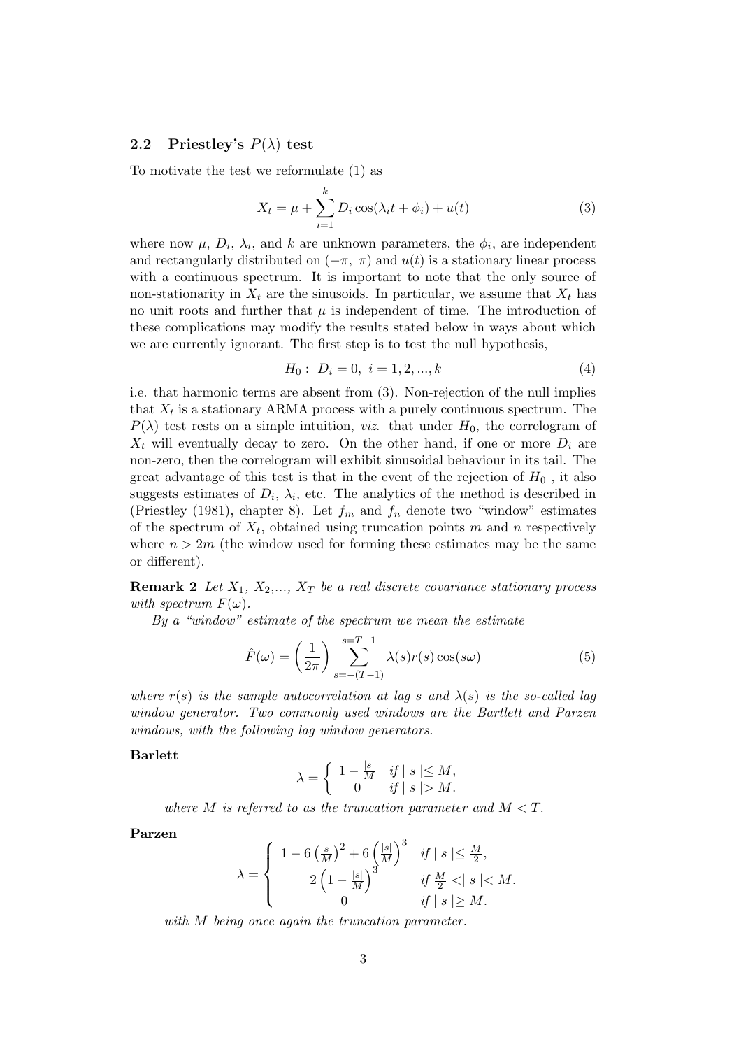### 2.2 Priestley's $P(\lambda)$ test

To motivate the test we reformulate (1) as

$$X_t = \mu + \sum_{i=1}^{k} D_i \cos(\lambda_i t + \phi_i) + u(t) \tag{3}$$

where now $\mu$, $D_i$, $\lambda_i$, and $k$ are unknown parameters, the $\phi_i$, are independent and rectangularly distributed on $(-\pi,\ \pi)$ and $u(t)$ is a stationary linear process with a continuous spectrum. It is important to note that the only source of non-stationarity in $X_t$ are the sinusoids. In particular, we assume that $X_t$ has no unit roots and further that $\mu$ is independent of time. The introduction of these complications may modify the results stated below in ways about which we are currently ignorant. The first step is to test the null hypothesis,

$$H_0 : \ D_i = 0, \ i = 1, 2, ..., k \tag{4}$$

i.e. that harmonic terms are absent from (3). Non-rejection of the null implies that $X_t$ is a stationary ARMA process with a purely continuous spectrum. The $P(\lambda)$ test rests on a simple intuition, *viz.* that under $H_0$, the correlogram of $X_t$ will eventually decay to zero. On the other hand, if one or more $D_i$ are non-zero, then the correlogram will exhibit sinusoidal behaviour in its tail. The great advantage of this test is that in the event of the rejection of $H_0$ , it also suggests estimates of $D_i$, $\lambda_i$, etc. The analytics of the method is described in (Priestley (1981), chapter 8). Let $f_m$ and $f_n$ denote two "window" estimates of the spectrum of $X_t$, obtained using truncation points $m$ and $n$ respectively where $n > 2m$ (the window used for forming these estimates may be the same or different).

**Remark 2** *Let $X_1$, $X_2$,..., $X_T$ be a real discrete covariance stationary process with spectrum $F(\omega)$.*

*By a "window" estimate of the spectrum we mean the estimate*

$$\hat{F}(\omega) = \left(\frac{1}{2\pi}\right) \sum_{s=-(T-1)}^{s=T-1} \lambda(s) r(s) \cos(s\omega) \tag{5}$$

*where $r(s)$ is the sample autocorrelation at lag $s$ and $\lambda(s)$ is the so-called lag window generator. Two commonly used windows are the Bartlett and Parzen windows, with the following lag window generators.*

**Barlett**

$$\lambda = \begin{cases} 1 - \frac{|s|}{M} & \text{if } |s| \leq M, \\ 0 & \text{if } |s| > M. \end{cases}$$

*where $M$ is referred to as the truncation parameter and $M < T$.*

**Parzen**

$$\lambda = \begin{cases} 1 - 6\left(\frac{s}{M}\right)^2 + 6\left(\frac{|s|}{M}\right)^3 & \text{if } |s| \leq \frac{M}{2}, \\ 2\left(1 - \frac{|s|}{M}\right)^3 & \text{if } \frac{M}{2} < |s| < M. \\ 0 & \text{if } |s| \geq M. \end{cases}$$

*with $M$ being once again the truncation parameter.*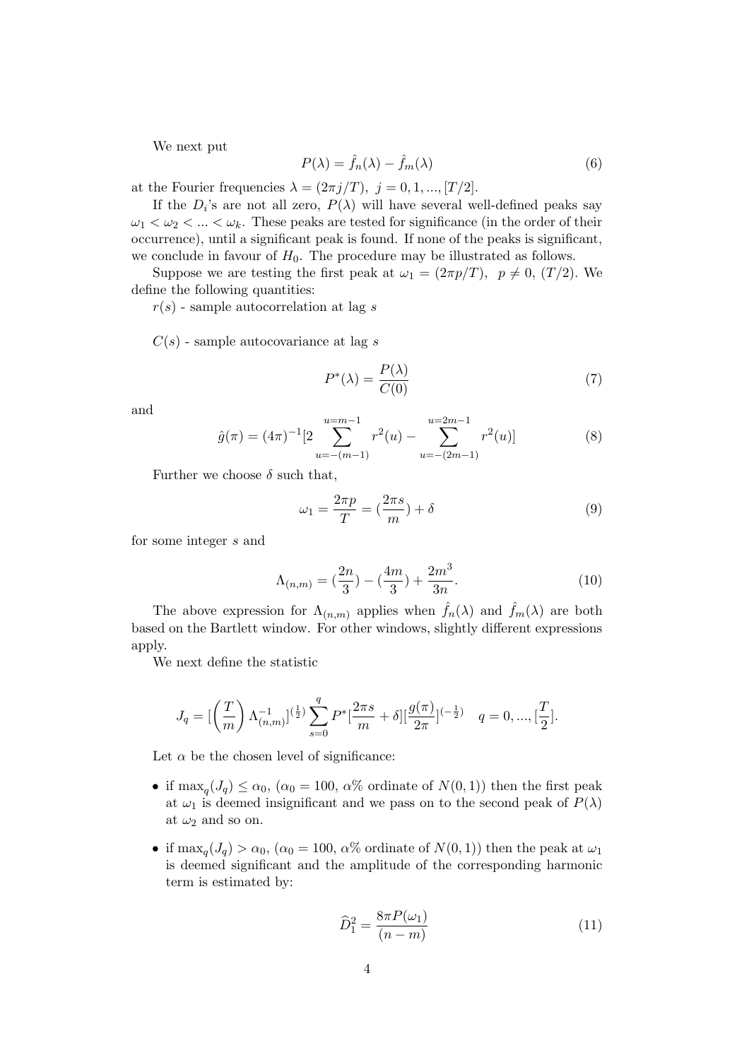We next put

$$P(\lambda) = \hat{f}_n(\lambda) - \hat{f}_m(\lambda) \tag{6}$$

at the Fourier frequencies $\lambda = (2\pi j/T),\ j = 0, 1, ..., [T/2]$.

If the $D_i$'s are not all zero, $P(\lambda)$ will have several well-defined peaks say $\omega_1 < \omega_2 < ... < \omega_k$. These peaks are tested for significance (in the order of their occurrence), until a significant peak is found. If none of the peaks is significant, we conclude in favour of $H_0$. The procedure may be illustrated as follows.

Suppose we are testing the first peak at $\omega_1 = (2\pi p/T),\ \ p \neq 0,\ (T/2)$. We define the following quantities:

$r(s)$ - sample autocorrelation at lag $s$

$C(s)$ - sample autocovariance at lag $s$

$$P^*(\lambda) = \frac{P(\lambda)}{C(0)} \tag{7}$$

and

$$\hat{g}(\pi) = (4\pi)^{-1}[2\sum_{u=-(m-1)}^{u=m-1} r^2(u) - \sum_{u=-(2m-1)}^{u=2m-1} r^2(u)] \tag{8}$$

Further we choose $\delta$ such that,

$$\omega_1 = \frac{2\pi p}{T} = (\frac{2\pi s}{m}) + \delta \tag{9}$$

for some integer $s$ and

$$\Lambda_{(n,m)} = (\frac{2n}{3}) - (\frac{4m}{3}) + \frac{2m^3}{3n}. \tag{10}$$

The above expression for $\Lambda_{(n,m)}$ applies when $\hat{f}_n(\lambda)$ and $\hat{f}_m(\lambda)$ are both based on the Bartlett window. For other windows, slightly different expressions apply.

We next define the statistic

$$J_q = [\left(\frac{T}{m}\right)\Lambda_{(n,m)}^{-1}]^{(\frac{1}{2})}\sum_{s=0}^{q} P^*[\frac{2\pi s}{m} + \delta][\frac{g(\pi)}{2\pi}]^{(-\frac{1}{2})} \quad q = 0, ..., [\frac{T}{2}].$$

Let $\alpha$ be the chosen level of significance:

- if $\max_q(J_q) \leq \alpha_0$, ($\alpha_0 = 100$, $\alpha\%$ ordinate of $N(0, 1)$) then the first peak at $\omega_1$ is deemed insignificant and we pass on to the second peak of $P(\lambda)$ at $\omega_2$ and so on.
- if $\max_q(J_q) > \alpha_0$, ($\alpha_0 = 100$, $\alpha\%$ ordinate of $N(0, 1)$) then the peak at $\omega_1$ is deemed significant and the amplitude of the corresponding harmonic term is estimated by:

$$\widehat{D}_1^2 = \frac{8\pi P(\omega_1)}{(n-m)} \tag{11}$$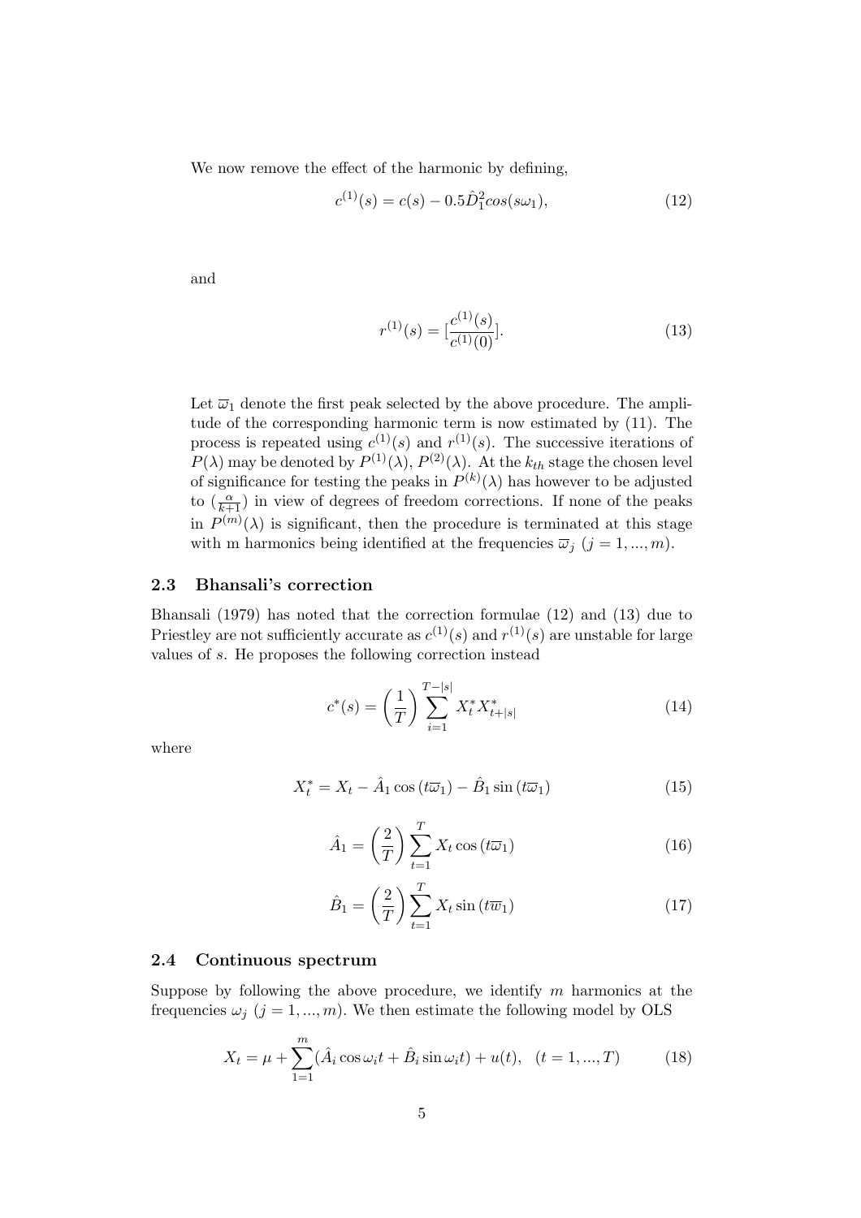We now remove the effect of the harmonic by defining,

$$c^{(1)}(s) = c(s) - 0.5\hat{D}_1^2 cos(s\omega_1), \tag{12}$$

and

$$r^{(1)}(s) = [\frac{c^{(1)}(s)}{c^{(1)}(0)}]. \tag{13}$$

Let $\overline{\omega}_1$ denote the first peak selected by the above procedure. The amplitude of the corresponding harmonic term is now estimated by (11). The process is repeated using $c^{(1)}(s)$ and $r^{(1)}(s)$. The successive iterations of $P(\lambda)$ may be denoted by $P^{(1)}(\lambda)$, $P^{(2)}(\lambda)$. At the $k_{th}$ stage the chosen level of significance for testing the peaks in $P^{(k)}(\lambda)$ has however to be adjusted to $(\frac{\alpha}{k+1})$ in view of degrees of freedom corrections. If none of the peaks in $P^{(m)}(\lambda)$ is significant, then the procedure is terminated at this stage with m harmonics being identified at the frequencies $\overline{\omega}_j$ $(j = 1, ..., m)$.

### 2.3 Bhansali's correction

Bhansali (1979) has noted that the correction formulae (12) and (13) due to Priestley are not sufficiently accurate as $c^{(1)}(s)$ and $r^{(1)}(s)$ are unstable for large values of $s$. He proposes the following correction instead

$$c^*(s) = \left(\frac{1}{T}\right) \sum_{i=1}^{T-|s|} X_t^* X_{t+|s|}^* \tag{14}$$

where

$$X_t^* = X_t - \hat{A}_1 \cos(t\overline{\omega}_1) - \hat{B}_1 \sin(t\overline{\omega}_1) \tag{15}$$

$$\hat{A}_1 = \left(\frac{2}{T}\right) \sum_{t=1}^{T} X_t \cos(t\overline{\omega}_1) \tag{16}$$

$$\hat{B}_1 = \left(\frac{2}{T}\right) \sum_{t=1}^{T} X_t \sin(t\overline{w}_1) \tag{17}$$

### 2.4 Continuous spectrum

Suppose by following the above procedure, we identify $m$ harmonics at the frequencies $\omega_j$ $(j = 1, ..., m)$. We then estimate the following model by OLS

$$X_t = \mu + \sum_{1=1}^{m} (\hat{A}_i \cos\omega_i t + \hat{B}_i \sin\omega_i t) + u(t), \quad (t = 1, ..., T) \tag{18}$$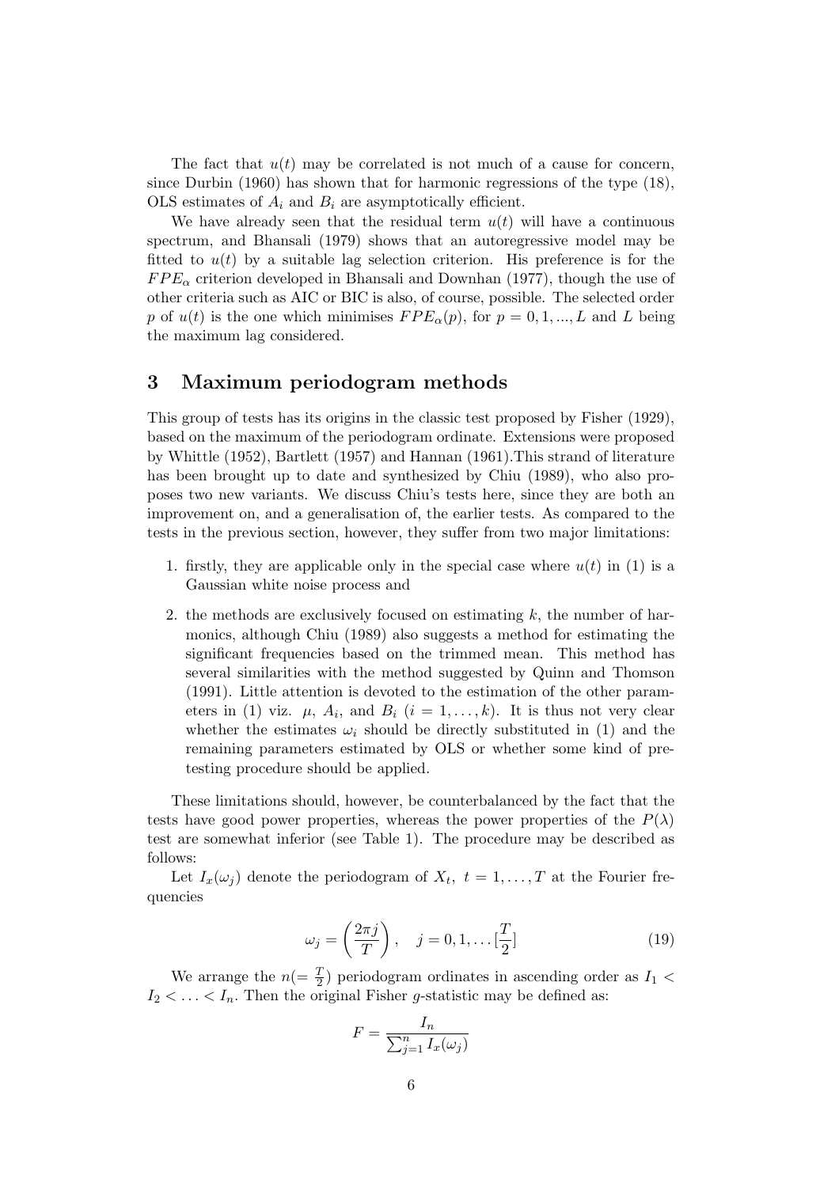The fact that $u(t)$ may be correlated is not much of a cause for concern, since Durbin (1960) has shown that for harmonic regressions of the type (18), OLS estimates of $A_i$ and $B_i$ are asymptotically efficient.

We have already seen that the residual term $u(t)$ will have a continuous spectrum, and Bhansali (1979) shows that an autoregressive model may be fitted to $u(t)$ by a suitable lag selection criterion. His preference is for the $FPE_\alpha$ criterion developed in Bhansali and Downhan (1977), though the use of other criteria such as AIC or BIC is also, of course, possible. The selected order $p$ of $u(t)$ is the one which minimises $FPE_\alpha(p)$, for $p = 0, 1, ..., L$ and $L$ being the maximum lag considered.

## 3 Maximum periodogram methods

This group of tests has its origins in the classic test proposed by Fisher (1929), based on the maximum of the periodogram ordinate. Extensions were proposed by Whittle (1952), Bartlett (1957) and Hannan (1961).This strand of literature has been brought up to date and synthesized by Chiu (1989), who also proposes two new variants. We discuss Chiu's tests here, since they are both an improvement on, and a generalisation of, the earlier tests. As compared to the tests in the previous section, however, they suffer from two major limitations:

1. firstly, they are applicable only in the special case where $u(t)$ in (1) is a Gaussian white noise process and
2. the methods are exclusively focused on estimating $k$, the number of harmonics, although Chiu (1989) also suggests a method for estimating the significant frequencies based on the trimmed mean. This method has several similarities with the method suggested by Quinn and Thomson (1991). Little attention is devoted to the estimation of the other parameters in (1) viz. $\mu$, $A_i$, and $B_i$ $(i = 1, \ldots, k)$. It is thus not very clear whether the estimates $\omega_i$ should be directly substituted in (1) and the remaining parameters estimated by OLS or whether some kind of pre-testing procedure should be applied.

These limitations should, however, be counterbalanced by the fact that the tests have good power properties, whereas the power properties of the $P(\lambda)$ test are somewhat inferior (see Table 1). The procedure may be described as follows:

Let $I_x(\omega_j)$ denote the periodogram of $X_t$, $t = 1, \ldots, T$ at the Fourier frequencies

$$\omega_j = \left(\frac{2\pi j}{T}\right), \quad j = 0, 1, \ldots [\frac{T}{2}] \tag{19}$$

We arrange the $n(= \frac{T}{2})$ periodogram ordinates in ascending order as $I_1 < I_2 < \ldots < I_n$. Then the original Fisher $g$-statistic may be defined as:

$$F = \frac{I_n}{\sum_{j=1}^{n} I_x(\omega_j)}$$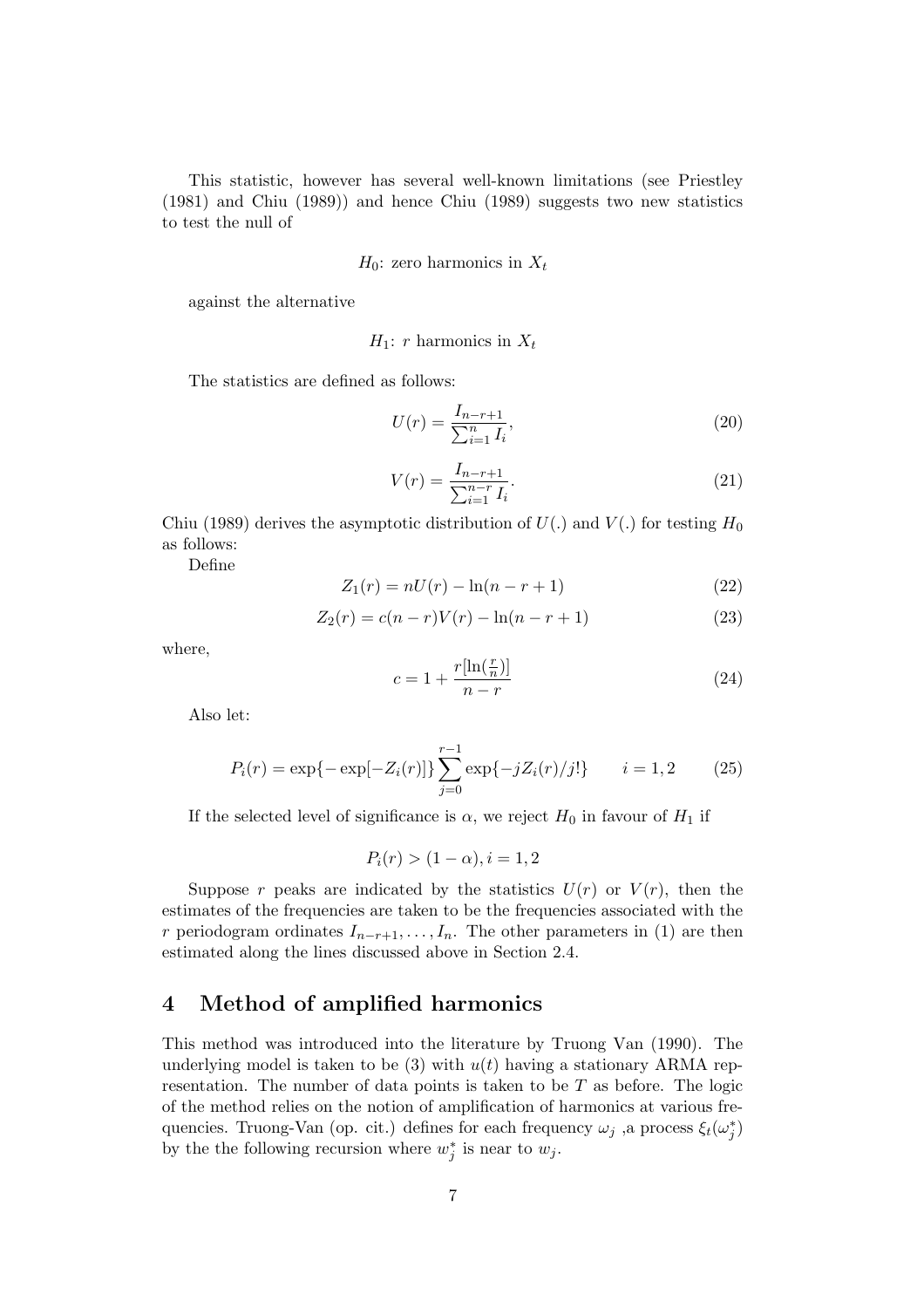This statistic, however has several well-known limitations (see Priestley (1981) and Chiu (1989)) and hence Chiu (1989) suggests two new statistics to test the null of

$H_0$: zero harmonics in $X_t$

against the alternative

$H_1$: $r$ harmonics in $X_t$

The statistics are defined as follows:

$$U(r) = \frac{I_{n-r+1}}{\sum_{i=1}^{n} I_i}, \tag{20}$$

$$V(r) = \frac{I_{n-r+1}}{\sum_{i=1}^{n-r} I_i}. \tag{21}$$

Chiu (1989) derives the asymptotic distribution of $U(.)$ and $V(.)$ for testing $H_0$ as follows:

Define

$$Z_1(r) = nU(r) - \ln(n-r+1) \tag{22}$$

$$Z_2(r) = c(n-r)V(r) - \ln(n-r+1) \tag{23}$$

where,

$$c = 1 + \frac{r[\ln(\frac{r}{n})]}{n-r} \tag{24}$$

Also let:

$$P_i(r) = \exp\{-\exp[-Z_i(r)]\} \sum_{j=0}^{r-1} \exp\{-jZ_i(r)/j!\} \qquad i = 1,2 \tag{25}$$

If the selected level of significance is $\alpha$, we reject $H_0$ in favour of $H_1$ if

$$P_i(r) > (1-\alpha), i = 1,2$$

Suppose $r$ peaks are indicated by the statistics $U(r)$ or $V(r)$, then the estimates of the frequencies are taken to be the frequencies associated with the $r$ periodogram ordinates $I_{n-r+1}, \ldots, I_n$. The other parameters in (1) are then estimated along the lines discussed above in Section 2.4.

## 4 Method of amplified harmonics

This method was introduced into the literature by Truong Van (1990). The underlying model is taken to be (3) with $u(t)$ having a stationary ARMA representation. The number of data points is taken to be $T$ as before. The logic of the method relies on the notion of amplification of harmonics at various frequencies. Truong-Van (op. cit.) defines for each frequency $\omega_j$ ,a process $\xi_t(\omega_j^*)$ by the the following recursion where $w_j^*$ is near to $w_j$.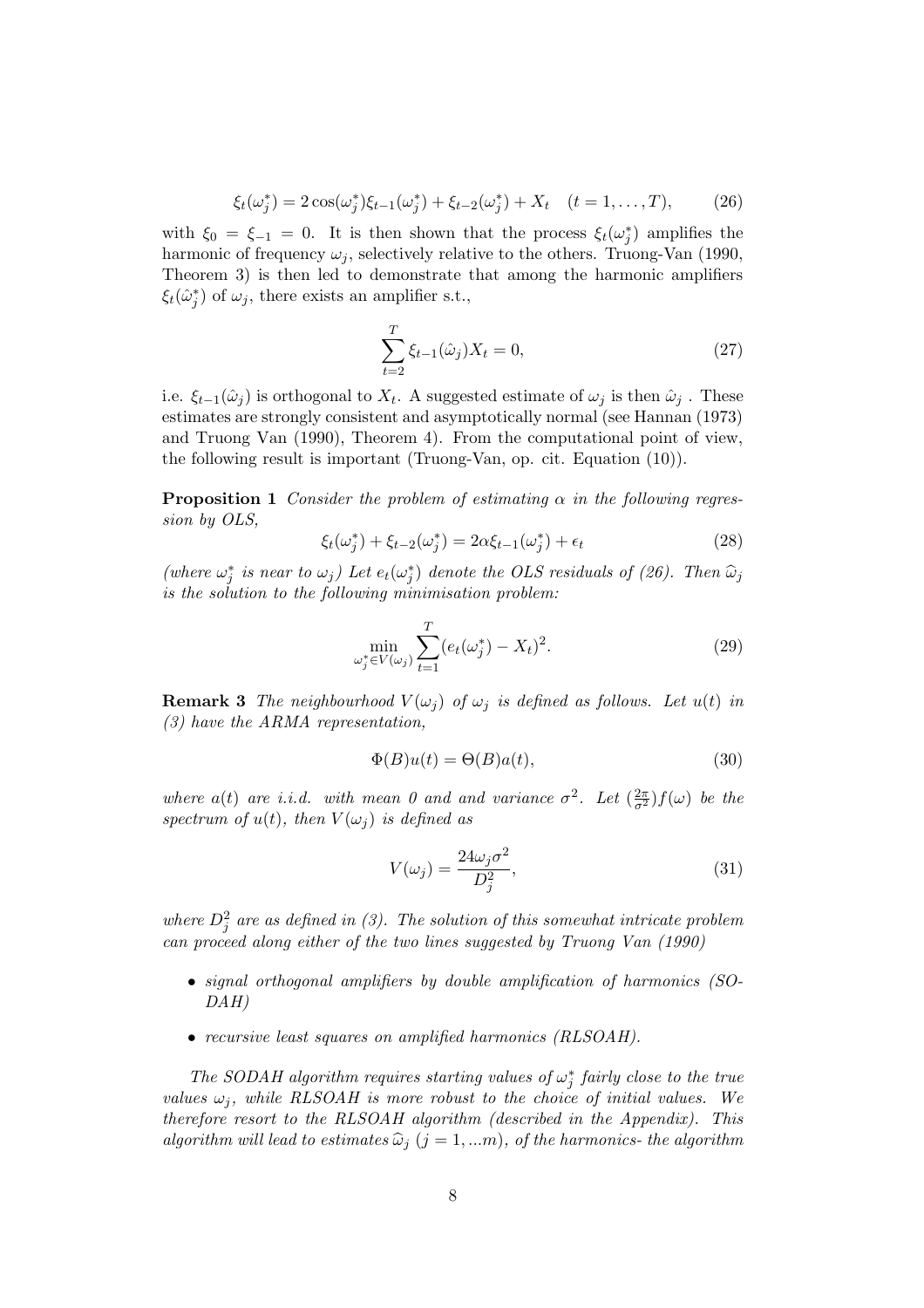$$\xi_t(\omega_j^*) = 2\cos(\omega_j^*)\xi_{t-1}(\omega_j^*) + \xi_{t-2}(\omega_j^*) + X_t \quad (t = 1, \ldots, T), \tag{26}$$

with $\xi_0 = \xi_{-1} = 0$. It is then shown that the process $\xi_t(\omega_j^*)$ amplifies the harmonic of frequency $\omega_j$, selectively relative to the others. Truong-Van (1990, Theorem 3) is then led to demonstrate that among the harmonic amplifiers $\xi_t(\hat{\omega}_j^*)$ of $\omega_j$, there exists an amplifier s.t.,

$$\sum_{t=2}^{T} \xi_{t-1}(\hat{\omega}_j) X_t = 0, \tag{27}$$

i.e. $\xi_{t-1}(\hat{\omega}_j)$ is orthogonal to $X_t$. A suggested estimate of $\omega_j$ is then $\hat{\omega}_j$ . These estimates are strongly consistent and asymptotically normal (see Hannan (1973) and Truong Van (1990), Theorem 4). From the computational point of view, the following result is important (Truong-Van, op. cit. Equation (10)).

**Proposition 1** *Consider the problem of estimating $\alpha$ in the following regression by OLS,*

$$\xi_t(\omega_j^*) + \xi_{t-2}(\omega_j^*) = 2\alpha\xi_{t-1}(\omega_j^*) + \epsilon_t \tag{28}$$

*(where $\omega_j^*$ is near to $\omega_j$) Let $e_t(\omega_j^*)$ denote the OLS residuals of (26). Then $\widehat{\omega}_j$ is the solution to the following minimisation problem:*

$$\min_{\omega_j^* \in V(\omega_j)} \sum_{t=1}^{T} (e_t(\omega_j^*) - X_t)^2. \tag{29}$$

**Remark 3** *The neighbourhood $V(\omega_j)$ of $\omega_j$ is defined as follows. Let $u(t)$ in (3) have the ARMA representation,*

$$\Phi(B)u(t) = \Theta(B)a(t), \tag{30}$$

*where $a(t)$ are i.i.d. with mean 0 and and variance $\sigma^2$. Let $(\frac{2\pi}{\sigma^2})f(\omega)$ be the spectrum of $u(t)$, then $V(\omega_j)$ is defined as*

$$V(\omega_j) = \frac{24\omega_j\sigma^2}{D_j^2}, \tag{31}$$

*where $D_j^2$ are as defined in (3). The solution of this somewhat intricate problem can proceed along either of the two lines suggested by Truong Van (1990)*

- *signal orthogonal amplifiers by double amplification of harmonics (SODAH)*
- *recursive least squares on amplified harmonics (RLSOAH).*

*The SODAH algorithm requires starting values of $\omega_j^*$ fairly close to the true values $\omega_j$, while RLSOAH is more robust to the choice of initial values. We therefore resort to the RLSOAH algorithm (described in the Appendix). This algorithm will lead to estimates $\widehat{\omega}_j$ ($j = 1, ...m$), of the harmonics- the algorithm*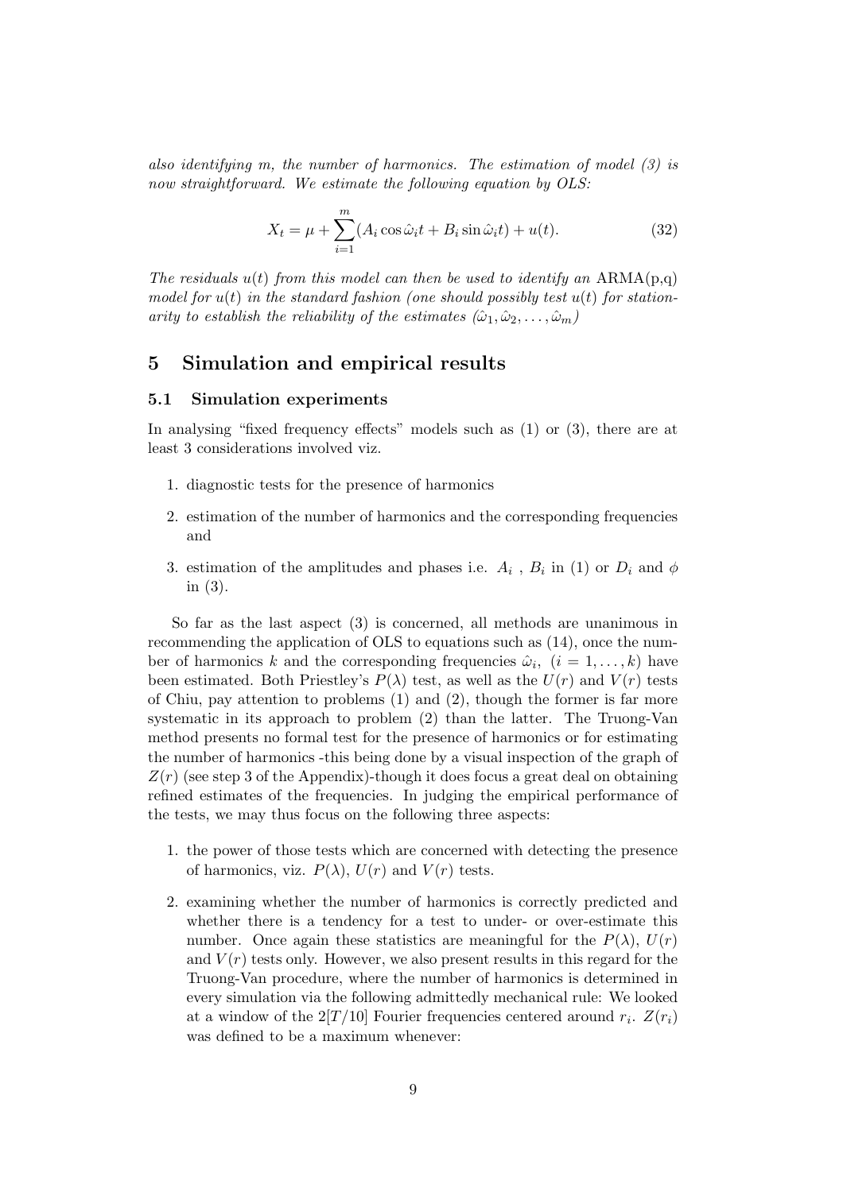*also identifying m, the number of harmonics. The estimation of model (3) is now straightforward. We estimate the following equation by OLS:*

$$X_t = \mu + \sum_{i=1}^{m} (A_i \cos \hat{\omega}_i t + B_i \sin \hat{\omega}_i t) + u(t). \tag{32}$$

*The residuals $u(t)$ from this model can then be used to identify an* ARMA(p,q) *model for $u(t)$ in the standard fashion (one should possibly test $u(t)$ for stationarity to establish the reliability of the estimates $(\hat{\omega}_1, \hat{\omega}_2, \ldots, \hat{\omega}_m)$*

# 5 Simulation and empirical results

## 5.1 Simulation experiments

In analysing "fixed frequency effects" models such as (1) or (3), there are at least 3 considerations involved viz.

1. diagnostic tests for the presence of harmonics
2. estimation of the number of harmonics and the corresponding frequencies and
3. estimation of the amplitudes and phases i.e. $A_i$ , $B_i$ in (1) or $D_i$ and $\phi$ in (3).

So far as the last aspect (3) is concerned, all methods are unanimous in recommending the application of OLS to equations such as (14), once the number of harmonics $k$ and the corresponding frequencies $\hat{\omega}_i$, $(i = 1, \ldots, k)$ have been estimated. Both Priestley's $P(\lambda)$ test, as well as the $U(r)$ and $V(r)$ tests of Chiu, pay attention to problems (1) and (2), though the former is far more systematic in its approach to problem (2) than the latter. The Truong-Van method presents no formal test for the presence of harmonics or for estimating the number of harmonics -this being done by a visual inspection of the graph of $Z(r)$ (see step 3 of the Appendix)-though it does focus a great deal on obtaining refined estimates of the frequencies. In judging the empirical performance of the tests, we may thus focus on the following three aspects:

1. the power of those tests which are concerned with detecting the presence of harmonics, viz. $P(\lambda)$, $U(r)$ and $V(r)$ tests.
2. examining whether the number of harmonics is correctly predicted and whether there is a tendency for a test to under- or over-estimate this number. Once again these statistics are meaningful for the $P(\lambda)$, $U(r)$ and $V(r)$ tests only. However, we also present results in this regard for the Truong-Van procedure, where the number of harmonics is determined in every simulation via the following admittedly mechanical rule: We looked at a window of the $2[T/10]$ Fourier frequencies centered around $r_i$. $Z(r_i)$ was defined to be a maximum whenever: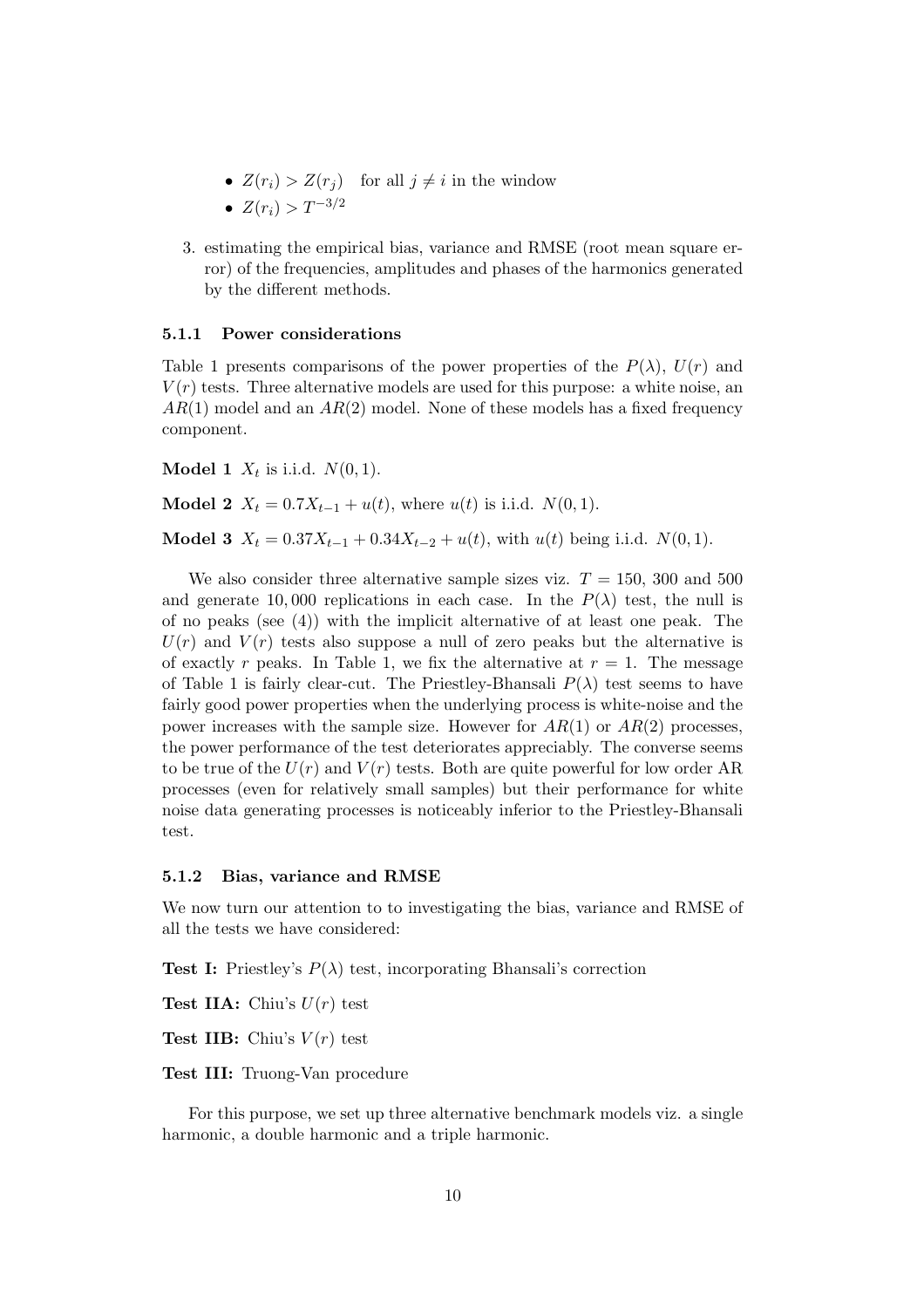- $Z(r_i) > Z(r_j)$ for all $j \neq i$ in the window
- $Z(r_i) > T^{-3/2}$

3. estimating the empirical bias, variance and RMSE (root mean square error) of the frequencies, amplitudes and phases of the harmonics generated by the different methods.

#### 5.1.1 Power considerations

Table 1 presents comparisons of the power properties of the $P(\lambda)$, $U(r)$ and $V(r)$ tests. Three alternative models are used for this purpose: a white noise, an $AR(1)$ model and an $AR(2)$ model. None of these models has a fixed frequency component.

**Model 1** $X_t$ is i.i.d. $N(0, 1)$.

**Model 2** $X_t = 0.7X_{t-1} + u(t)$, where $u(t)$ is i.i.d. $N(0, 1)$.

**Model 3** $X_t = 0.37X_{t-1} + 0.34X_{t-2} + u(t)$, with $u(t)$ being i.i.d. $N(0, 1)$.

We also consider three alternative sample sizes viz. $T = 150$, 300 and 500 and generate 10,000 replications in each case. In the $P(\lambda)$ test, the null is of no peaks (see (4)) with the implicit alternative of at least one peak. The $U(r)$ and $V(r)$ tests also suppose a null of zero peaks but the alternative is of exactly $r$ peaks. In Table 1, we fix the alternative at $r = 1$. The message of Table 1 is fairly clear-cut. The Priestley-Bhansali $P(\lambda)$ test seems to have fairly good power properties when the underlying process is white-noise and the power increases with the sample size. However for $AR(1)$ or $AR(2)$ processes, the power performance of the test deteriorates appreciably. The converse seems to be true of the $U(r)$ and $V(r)$ tests. Both are quite powerful for low order AR processes (even for relatively small samples) but their performance for white noise data generating processes is noticeably inferior to the Priestley-Bhansali test.

#### 5.1.2 Bias, variance and RMSE

We now turn our attention to to investigating the bias, variance and RMSE of all the tests we have considered:

**Test I:** Priestley's $P(\lambda)$ test, incorporating Bhansali's correction

**Test IIA:** Chiu's $U(r)$ test

**Test IIB:** Chiu's $V(r)$ test

**Test III:** Truong-Van procedure

For this purpose, we set up three alternative benchmark models viz. a single harmonic, a double harmonic and a triple harmonic.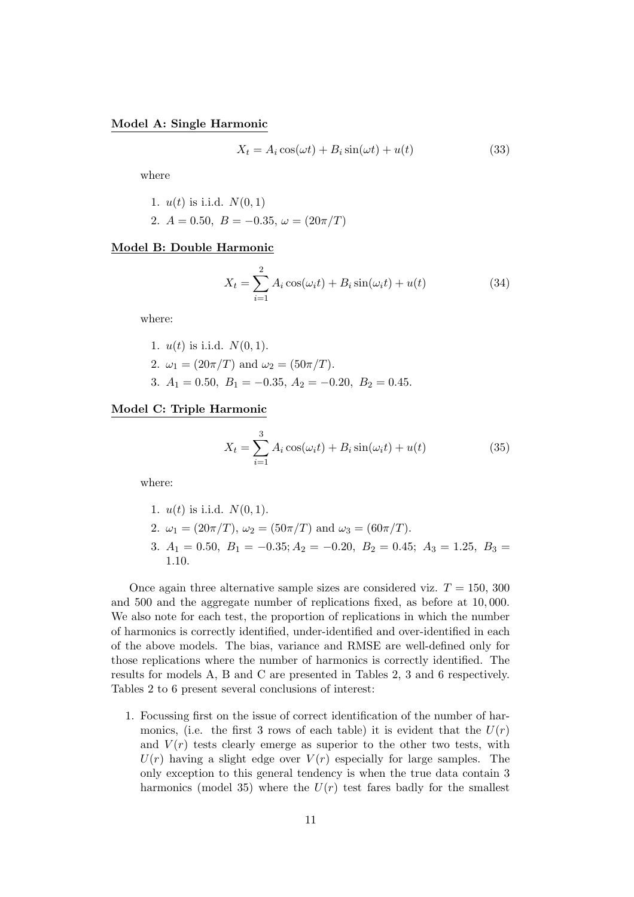**Model A: Single Harmonic**

$$X_t = A_i \cos(\omega t) + B_i \sin(\omega t) + u(t) \tag{33}$$

where

1. $u(t)$ is i.i.d. $N(0, 1)$
2. $A = 0.50,\ B = -0.35,\ \omega = (20\pi/T)$

**Model B: Double Harmonic**

$$X_t = \sum_{i=1}^{2} A_i \cos(\omega_i t) + B_i \sin(\omega_i t) + u(t) \tag{34}$$

where:

1. $u(t)$ is i.i.d. $N(0, 1)$.
2. $\omega_1 = (20\pi/T)$ and $\omega_2 = (50\pi/T)$.
3. $A_1 = 0.50,\ B_1 = -0.35,\ A_2 = -0.20,\ B_2 = 0.45.$

**Model C: Triple Harmonic**

$$X_t = \sum_{i=1}^{3} A_i \cos(\omega_i t) + B_i \sin(\omega_i t) + u(t) \tag{35}$$

where:

1. $u(t)$ is i.i.d. $N(0, 1)$.
2. $\omega_1 = (20\pi/T)$, $\omega_2 = (50\pi/T)$ and $\omega_3 = (60\pi/T)$.
3. $A_1 = 0.50,\ B_1 = -0.35;\ A_2 = -0.20,\ B_2 = 0.45;\ A_3 = 1.25,\ B_3 = 1.10.$

Once again three alternative sample sizes are considered viz. $T = 150$, 300 and 500 and the aggregate number of replications fixed, as before at 10,000. We also note for each test, the proportion of replications in which the number of harmonics is correctly identified, under-identified and over-identified in each of the above models. The bias, variance and RMSE are well-defined only for those replications where the number of harmonics is correctly identified. The results for models A, B and C are presented in Tables 2, 3 and 6 respectively. Tables 2 to 6 present several conclusions of interest:

1. Focussing first on the issue of correct identification of the number of harmonics, (i.e. the first 3 rows of each table) it is evident that the $U(r)$ and $V(r)$ tests clearly emerge as superior to the other two tests, with $U(r)$ having a slight edge over $V(r)$ especially for large samples. The only exception to this general tendency is when the true data contain 3 harmonics (model 35) where the $U(r)$ test fares badly for the smallest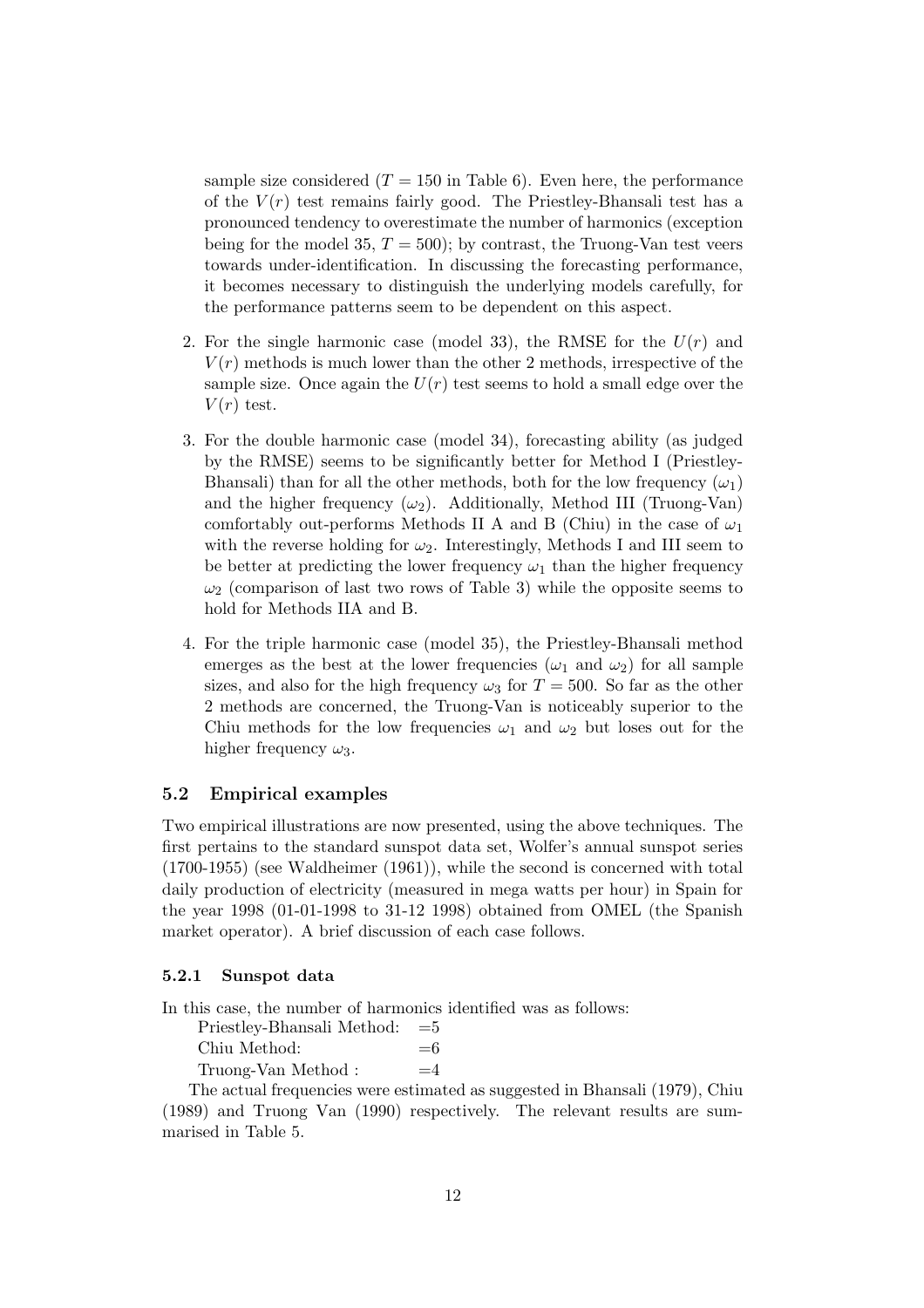sample size considered ($T = 150$ in Table 6). Even here, the performance of the $V(r)$ test remains fairly good. The Priestley-Bhansali test has a pronounced tendency to overestimate the number of harmonics (exception being for the model 35, $T = 500$); by contrast, the Truong-Van test veers towards under-identification. In discussing the forecasting performance, it becomes necessary to distinguish the underlying models carefully, for the performance patterns seem to be dependent on this aspect.

2. For the single harmonic case (model 33), the RMSE for the $U(r)$ and $V(r)$ methods is much lower than the other 2 methods, irrespective of the sample size. Once again the $U(r)$ test seems to hold a small edge over the $V(r)$ test.

3. For the double harmonic case (model 34), forecasting ability (as judged by the RMSE) seems to be significantly better for Method I (Priestley-Bhansali) than for all the other methods, both for the low frequency ($\omega_1$) and the higher frequency ($\omega_2$). Additionally, Method III (Truong-Van) comfortably out-performs Methods II A and B (Chiu) in the case of $\omega_1$ with the reverse holding for $\omega_2$. Interestingly, Methods I and III seem to be better at predicting the lower frequency $\omega_1$ than the higher frequency $\omega_2$ (comparison of last two rows of Table 3) while the opposite seems to hold for Methods IIA and B.

4. For the triple harmonic case (model 35), the Priestley-Bhansali method emerges as the best at the lower frequencies ($\omega_1$ and $\omega_2$) for all sample sizes, and also for the high frequency $\omega_3$ for $T = 500$. So far as the other 2 methods are concerned, the Truong-Van is noticeably superior to the Chiu methods for the low frequencies $\omega_1$ and $\omega_2$ but loses out for the higher frequency $\omega_3$.

### 5.2 Empirical examples

Two empirical illustrations are now presented, using the above techniques. The first pertains to the standard sunspot data set, Wolfer's annual sunspot series (1700-1955) (see Waldheimer (1961)), while the second is concerned with total daily production of electricity (measured in mega watts per hour) in Spain for the year 1998 (01-01-1998 to 31-12 1998) obtained from OMEL (the Spanish market operator). A brief discussion of each case follows.

#### 5.2.1 Sunspot data

In this case, the number of harmonics identified was as follows:

Priestley-Bhansali Method: =5
Chiu Method: =6
Truong-Van Method : =4

The actual frequencies were estimated as suggested in Bhansali (1979), Chiu (1989) and Truong Van (1990) respectively. The relevant results are summarised in Table 5.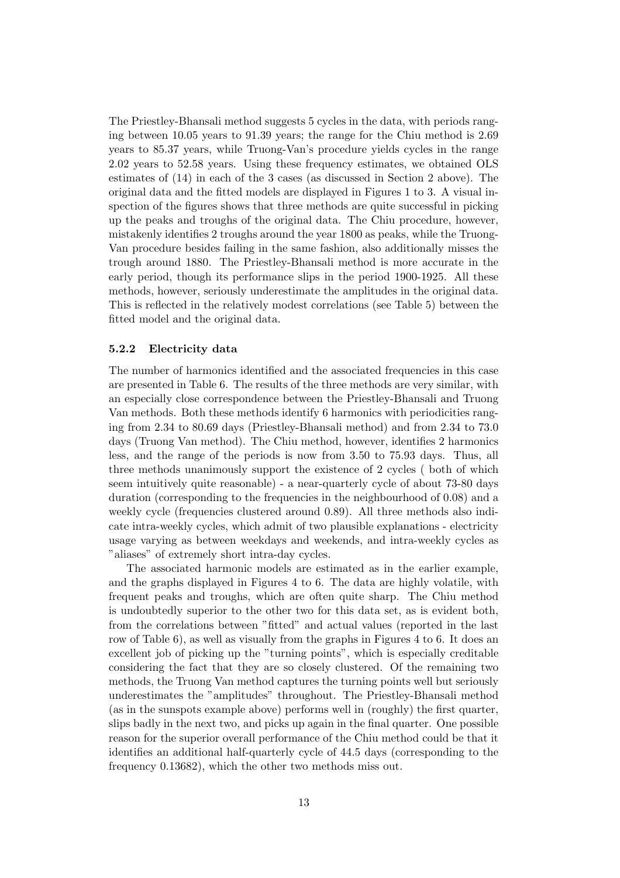The Priestley-Bhansali method suggests 5 cycles in the data, with periods ranging between 10.05 years to 91.39 years; the range for the Chiu method is 2.69 years to 85.37 years, while Truong-Van's procedure yields cycles in the range 2.02 years to 52.58 years. Using these frequency estimates, we obtained OLS estimates of (14) in each of the 3 cases (as discussed in Section 2 above). The original data and the fitted models are displayed in Figures 1 to 3. A visual inspection of the figures shows that three methods are quite successful in picking up the peaks and troughs of the original data. The Chiu procedure, however, mistakenly identifies 2 troughs around the year 1800 as peaks, while the Truong-Van procedure besides failing in the same fashion, also additionally misses the trough around 1880. The Priestley-Bhansali method is more accurate in the early period, though its performance slips in the period 1900-1925. All these methods, however, seriously underestimate the amplitudes in the original data. This is reflected in the relatively modest correlations (see Table 5) between the fitted model and the original data.

### 5.2.2 Electricity data

The number of harmonics identified and the associated frequencies in this case are presented in Table 6. The results of the three methods are very similar, with an especially close correspondence between the Priestley-Bhansali and Truong Van methods. Both these methods identify 6 harmonics with periodicities ranging from 2.34 to 80.69 days (Priestley-Bhansali method) and from 2.34 to 73.0 days (Truong Van method). The Chiu method, however, identifies 2 harmonics less, and the range of the periods is now from 3.50 to 75.93 days. Thus, all three methods unanimously support the existence of 2 cycles ( both of which seem intuitively quite reasonable) - a near-quarterly cycle of about 73-80 days duration (corresponding to the frequencies in the neighbourhood of 0.08) and a weekly cycle (frequencies clustered around 0.89). All three methods also indicate intra-weekly cycles, which admit of two plausible explanations - electricity usage varying as between weekdays and weekends, and intra-weekly cycles as "aliases" of extremely short intra-day cycles.

The associated harmonic models are estimated as in the earlier example, and the graphs displayed in Figures 4 to 6. The data are highly volatile, with frequent peaks and troughs, which are often quite sharp. The Chiu method is undoubtedly superior to the other two for this data set, as is evident both, from the correlations between "fitted" and actual values (reported in the last row of Table 6), as well as visually from the graphs in Figures 4 to 6. It does an excellent job of picking up the "turning points", which is especially creditable considering the fact that they are so closely clustered. Of the remaining two methods, the Truong Van method captures the turning points well but seriously underestimates the "amplitudes" throughout. The Priestley-Bhansali method (as in the sunspots example above) performs well in (roughly) the first quarter, slips badly in the next two, and picks up again in the final quarter. One possible reason for the superior overall performance of the Chiu method could be that it identifies an additional half-quarterly cycle of 44.5 days (corresponding to the frequency 0.13682), which the other two methods miss out.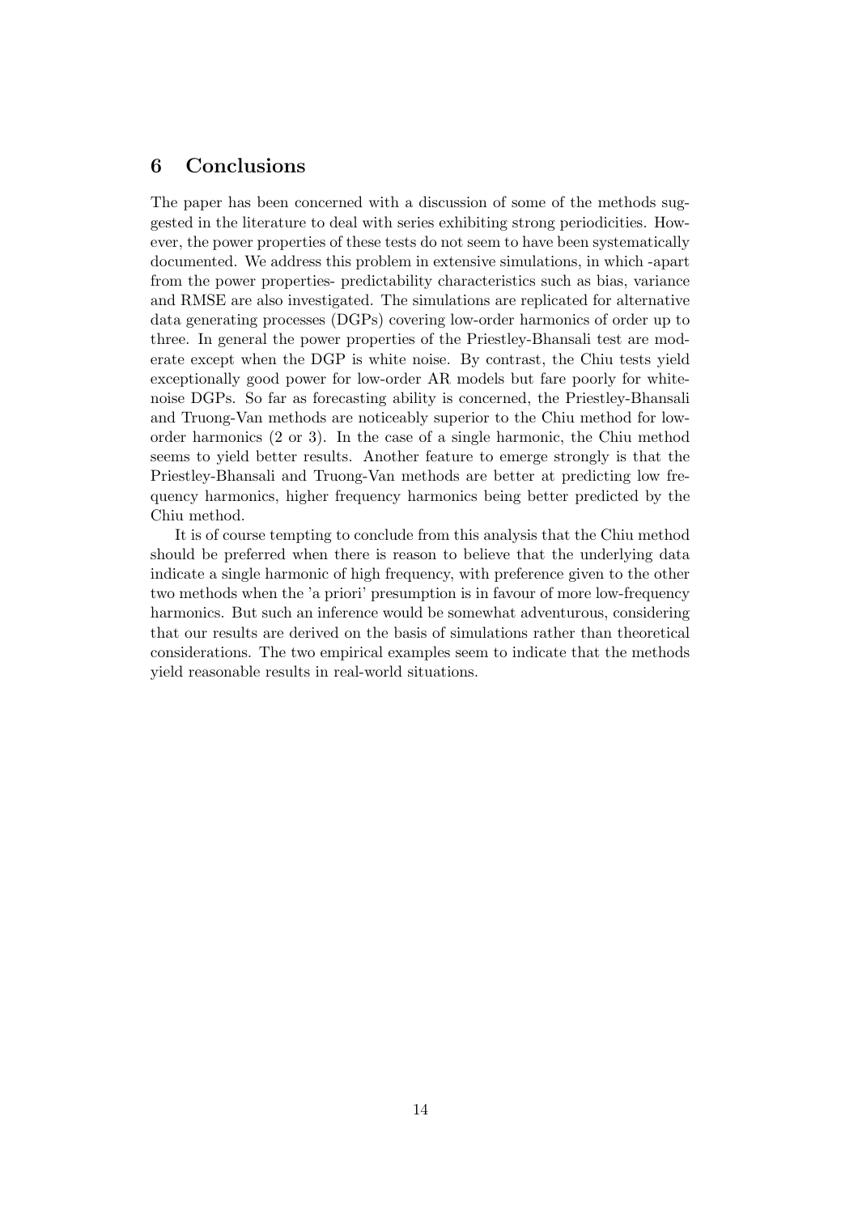## 6 Conclusions

The paper has been concerned with a discussion of some of the methods suggested in the literature to deal with series exhibiting strong periodicities. However, the power properties of these tests do not seem to have been systematically documented. We address this problem in extensive simulations, in which -apart from the power properties- predictability characteristics such as bias, variance and RMSE are also investigated. The simulations are replicated for alternative data generating processes (DGPs) covering low-order harmonics of order up to three. In general the power properties of the Priestley-Bhansali test are moderate except when the DGP is white noise. By contrast, the Chiu tests yield exceptionally good power for low-order AR models but fare poorly for white-noise DGPs. So far as forecasting ability is concerned, the Priestley-Bhansali and Truong-Van methods are noticeably superior to the Chiu method for low-order harmonics (2 or 3). In the case of a single harmonic, the Chiu method seems to yield better results. Another feature to emerge strongly is that the Priestley-Bhansali and Truong-Van methods are better at predicting low frequency harmonics, higher frequency harmonics being better predicted by the Chiu method.

It is of course tempting to conclude from this analysis that the Chiu method should be preferred when there is reason to believe that the underlying data indicate a single harmonic of high frequency, with preference given to the other two methods when the 'a priori' presumption is in favour of more low-frequency harmonics. But such an inference would be somewhat adventurous, considering that our results are derived on the basis of simulations rather than theoretical considerations. The two empirical examples seem to indicate that the methods yield reasonable results in real-world situations.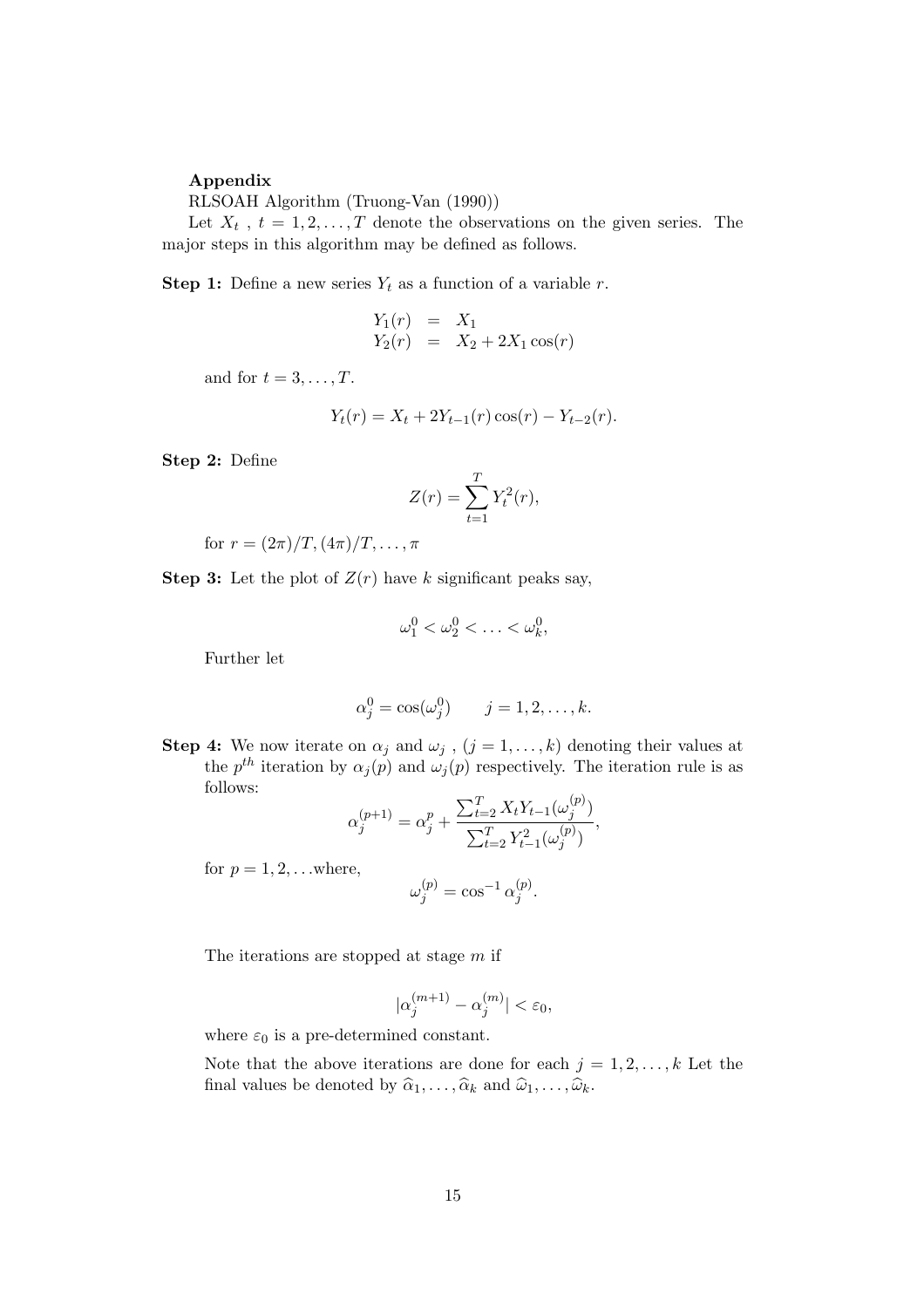**Appendix**

RLSOAH Algorithm (Truong-Van (1990))

Let $X_t$ , $t = 1, 2, \ldots, T$ denote the observations on the given series. The major steps in this algorithm may be defined as follows.

**Step 1:** Define a new series $Y_t$ as a function of a variable $r$.

$$
\begin{aligned}
Y_1(r) &= X_1 \\
Y_2(r) &= X_2 + 2X_1 \cos(r)
\end{aligned}
$$

and for $t = 3, \ldots, T$.

$$Y_t(r) = X_t + 2Y_{t-1}(r)\cos(r) - Y_{t-2}(r).$$

**Step 2:** Define

$$Z(r) = \sum_{t=1}^{T} Y_t^2(r),$$

for $r = (2\pi)/T, (4\pi)/T, \ldots, \pi$

**Step 3:** Let the plot of $Z(r)$ have $k$ significant peaks say,

$$\omega_1^0 < \omega_2^0 < \ldots < \omega_k^0,$$

Further let

$$\alpha_j^0 = \cos(\omega_j^0) \qquad j = 1, 2, \ldots, k.$$

**Step 4:** We now iterate on $\alpha_j$ and $\omega_j$ , $(j = 1, \ldots, k)$ denoting their values at the $p^{th}$ iteration by $\alpha_j(p)$ and $\omega_j(p)$ respectively. The iteration rule is as follows:

$$\alpha_j^{(p+1)} = \alpha_j^p + \frac{\sum_{t=2}^{T} X_t Y_{t-1}(\omega_j^{(p)})}{\sum_{t=2}^{T} Y_{t-1}^2(\omega_j^{(p)})},$$

for $p = 1, 2, \ldots$where,

$$\omega_j^{(p)} = \cos^{-1} \alpha_j^{(p)}.$$

The iterations are stopped at stage $m$ if

$$|\alpha_j^{(m+1)} - \alpha_j^{(m)}| < \varepsilon_0,$$

where $\varepsilon_0$ is a pre-determined constant.

Note that the above iterations are done for each $j = 1, 2, \ldots, k$ Let the final values be denoted by $\widehat{\alpha}_1, \ldots, \widehat{\alpha}_k$ and $\widehat{\omega}_1, \ldots, \widehat{\omega}_k$.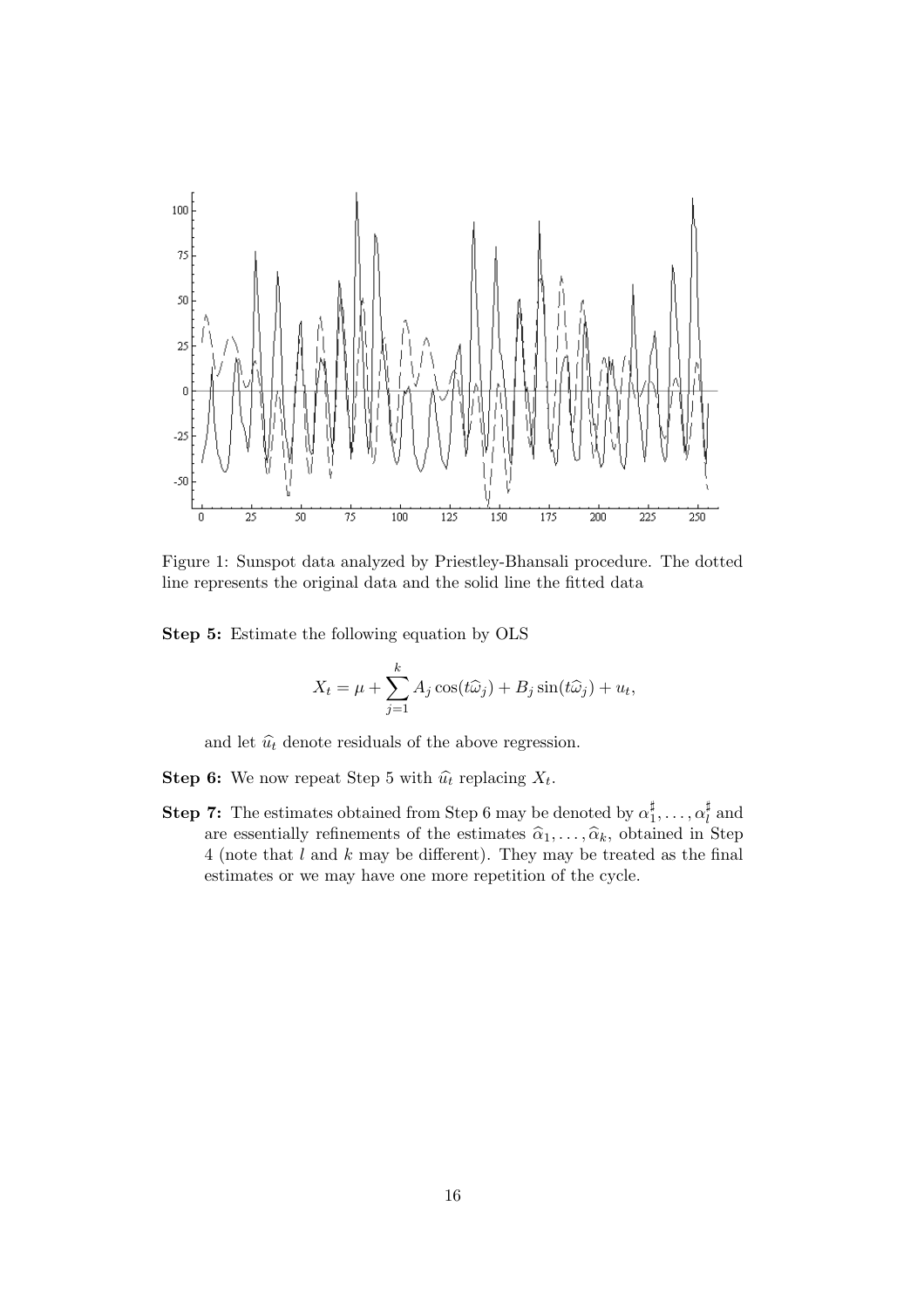100

75

50

25

0

-25

-50

0 25 50 75 100 125 150 175 200 225 250

Figure 1: Sunspot data analyzed by Priestley-Bhansali procedure. The dotted line represents the original data and the solid line the fitted data

**Step 5:** Estimate the following equation by OLS

$$X_t = \mu + \sum_{j=1}^{k} A_j \cos(t\widehat{\omega}_j) + B_j \sin(t\widehat{\omega}_j) + u_t,$$

and let $\widehat{u}_t$ denote residuals of the above regression.

**Step 6:** We now repeat Step 5 with $\widehat{u}_t$ replacing $X_t$.

**Step 7:** The estimates obtained from Step 6 may be denoted by $\alpha_1^\sharp, \ldots, \alpha_l^\sharp$ and are essentially refinements of the estimates $\widehat{\alpha}_1, \ldots, \widehat{\alpha}_k$, obtained in Step 4 (note that $l$ and $k$ may be different). They may be treated as the final estimates or we may have one more repetition of the cycle.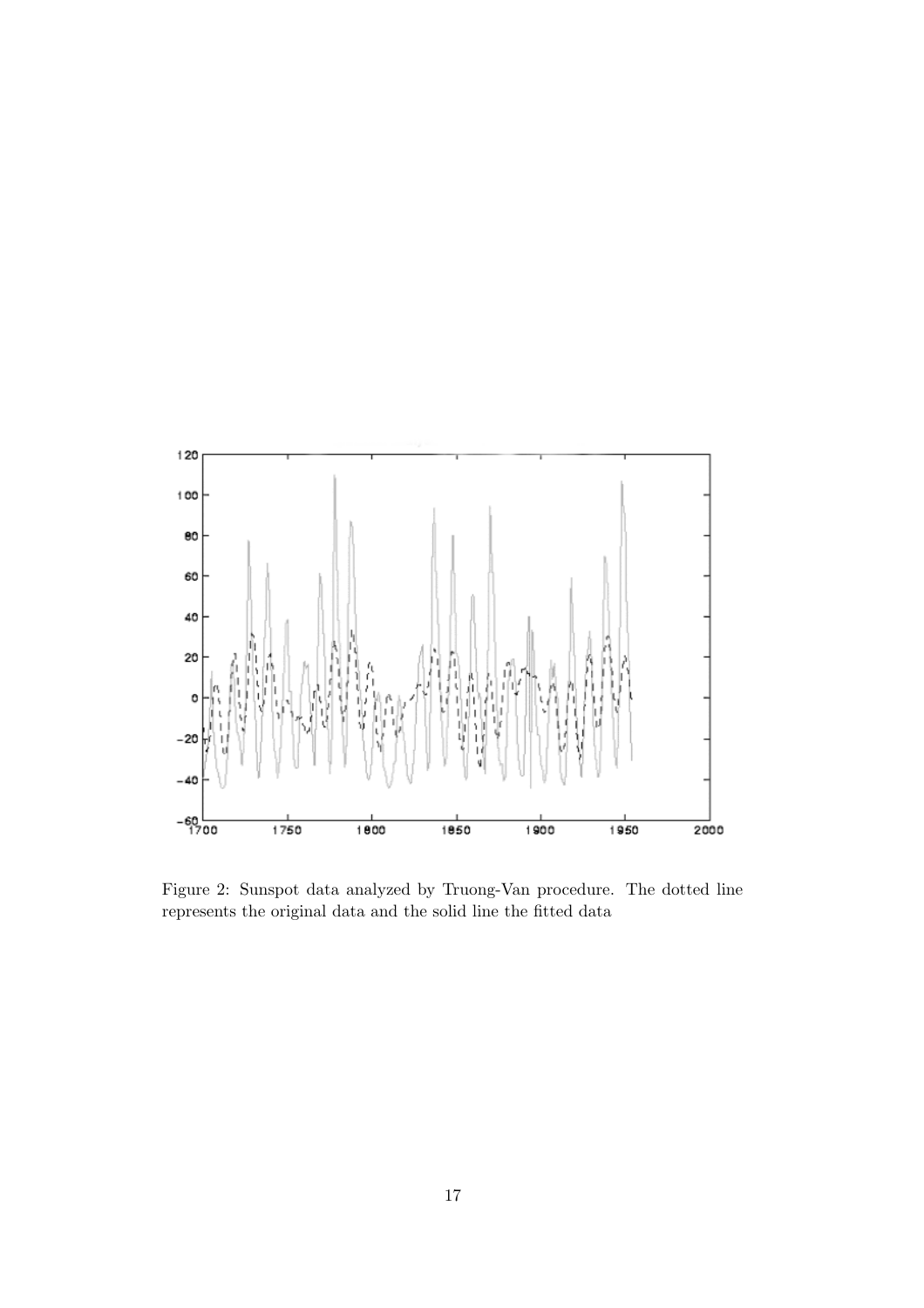120
100
80
60
40
20
0
-20
-40
-60
1700
1750
1800
1850
1900
1950
2000

Figure 2: Sunspot data analyzed by Truong-Van procedure. The dotted line represents the original data and the solid line the fitted data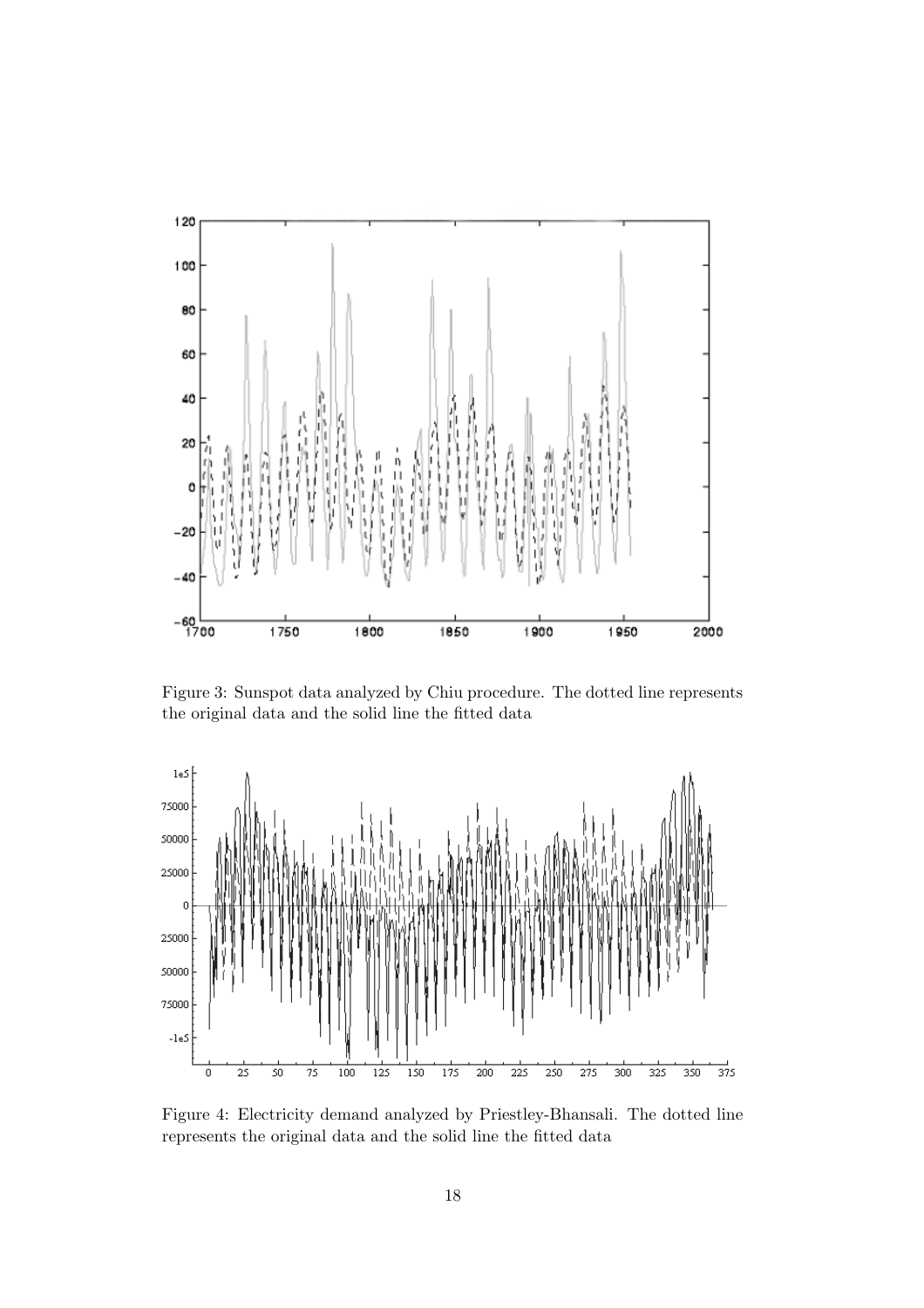120

100

80

60

40

20

0

-20

-40

-60

1700 1750 1800 1850 1900 1950 2000

Figure 3: Sunspot data analyzed by Chiu procedure. The dotted line represents the original data and the solid line the fitted data

1e5

75000

50000

25000

0

25000

50000

75000

-1e5

0 25 50 75 100 125 150 175 200 225 250 275 300 325 350 375

Figure 4: Electricity demand analyzed by Priestley-Bhansali. The dotted line represents the original data and the solid line the fitted data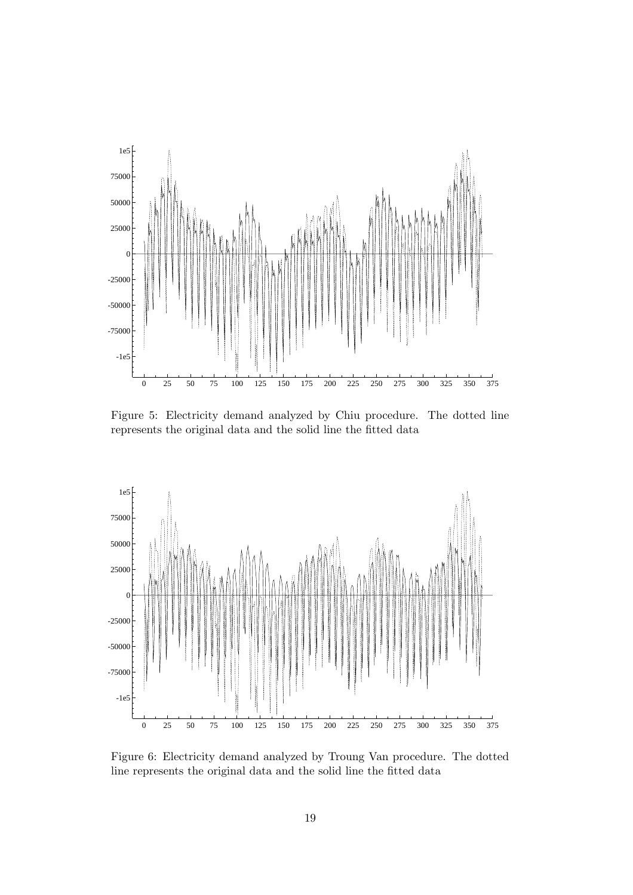1e5
75000
50000
25000
0
-25000
-50000
-75000
-1e5

0 25 50 75 100 125 150 175 200 225 250 275 300 325 350 375

Figure 5: Electricity demand analyzed by Chiu procedure. The dotted line represents the original data and the solid line the fitted data

1e5
75000
50000
25000
0
-25000
-50000
-75000
-1e5

0 25 50 75 100 125 150 175 200 225 250 275 300 325 350 375

Figure 6: Electricity demand analyzed by Troung Van procedure. The dotted line represents the original data and the solid line the fitted data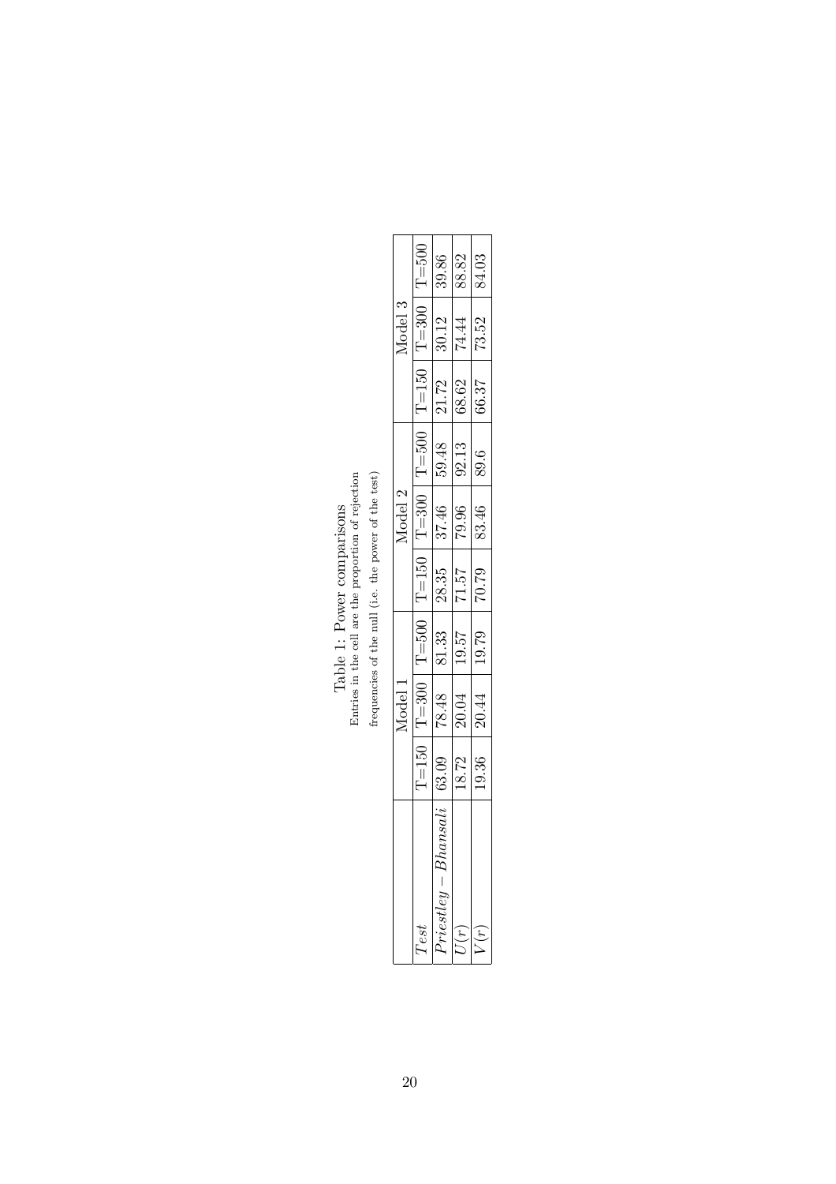Table 1: Power comparisons

Entries in the cell are the proportion of rejection frequencies of the null (i.e. the power of the test)

| | Model 1 | | | Model 2 | | | Model 3 | | |
|---|---|---|---|---|---|---|---|---|---|
| *Test* | T=150 | T=300 | T=500 | T=150 | T=300 | T=500 | T=150 | T=300 | T=500 |
| $Priestley - Bhansali$ | 63.09 | 78.48 | 81.33 | 28.35 | 37.46 | 59.48 | 21.72 | 30.12 | 39.86 |
| $U(r)$ | 18.72 | 20.04 | 19.57 | 71.57 | 79.96 | 92.13 | 68.62 | 74.44 | 88.82 |
| $V(r)$ | 19.36 | 20.44 | 19.79 | 70.79 | 83.46 | 89.6 | 66.37 | 73.52 | 84.03 |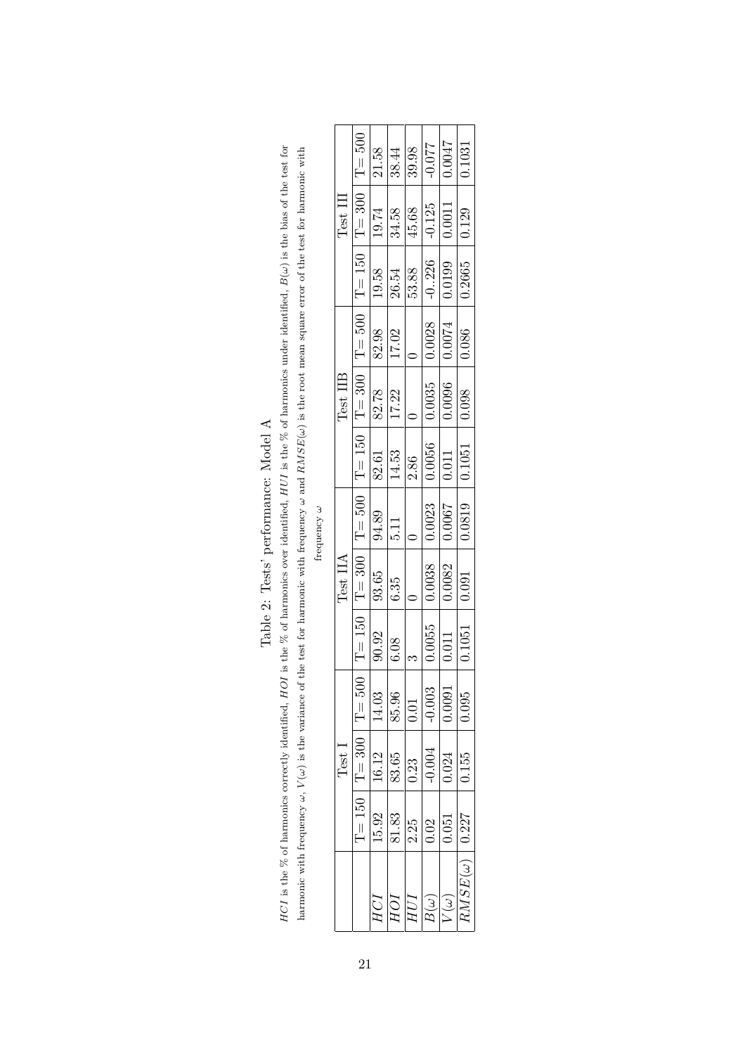Table 2: Tests' performance: Model A

$HCI$ is the % of harmonics correctly identified, $HOI$ is the % of harmonics over identified, $HUI$ is the % of harmonics under identified, $B(\omega)$ is the bias of the test for harmonic with frequency $\omega$, $V(\omega)$ is the variance of the test for harmonic with frequency $\omega$ and $RMSE(\omega)$ is the root mean square error of the test for harmonic with frequency $\omega$

| | Test I | | | Test IIA | | | Test IIB | | | Test III | | |
|---|---|---|---|---|---|---|---|---|---|---|---|---|
| | T= 150 | T= 300 | T= 500 | T= 150 | T= 300 | T= 500 | T= 150 | T= 300 | T= 500 | T= 150 | T= 300 | T= 500 |
| $HCI$ | 15.92 | 16.12 | 14.03 | 90.92 | 93.65 | 94.89 | 82.61 | 82.78 | 82.98 | 19.58 | 19.74 | 21.58 |
| $HOI$ | 81.83 | 83.65 | 85.96 | 6.08 | 6.35 | 5.11 | 14.53 | 17.22 | 17.02 | 26.54 | 34.58 | 38.44 |
| $HUI$ | 2.25 | 0.23 | 0.01 | 3 | 0 | 0 | 2.86 | 0 | 0 | 53.88 | 45.68 | 39.98 |
| $B(\omega)$ | 0.02 | -0.004 | -0.003 | 0.0055 | 0.0038 | 0.0023 | 0.0056 | 0.0035 | 0.0028 | -0..226 | -0.125 | -0.077 |
| $V(\omega)$ | 0.051 | 0.024 | 0.0091 | 0.011 | 0.0082 | 0.0067 | 0.011 | 0.0096 | 0.0074 | 0.0199 | 0.0011 | 0.0047 |
| $RMSE(\omega)$ | 0.227 | 0.155 | 0.095 | 0.1051 | 0.091 | 0.0819 | 0.1051 | 0.098 | 0.086 | 0.2665 | 0.129 | 0.1031 |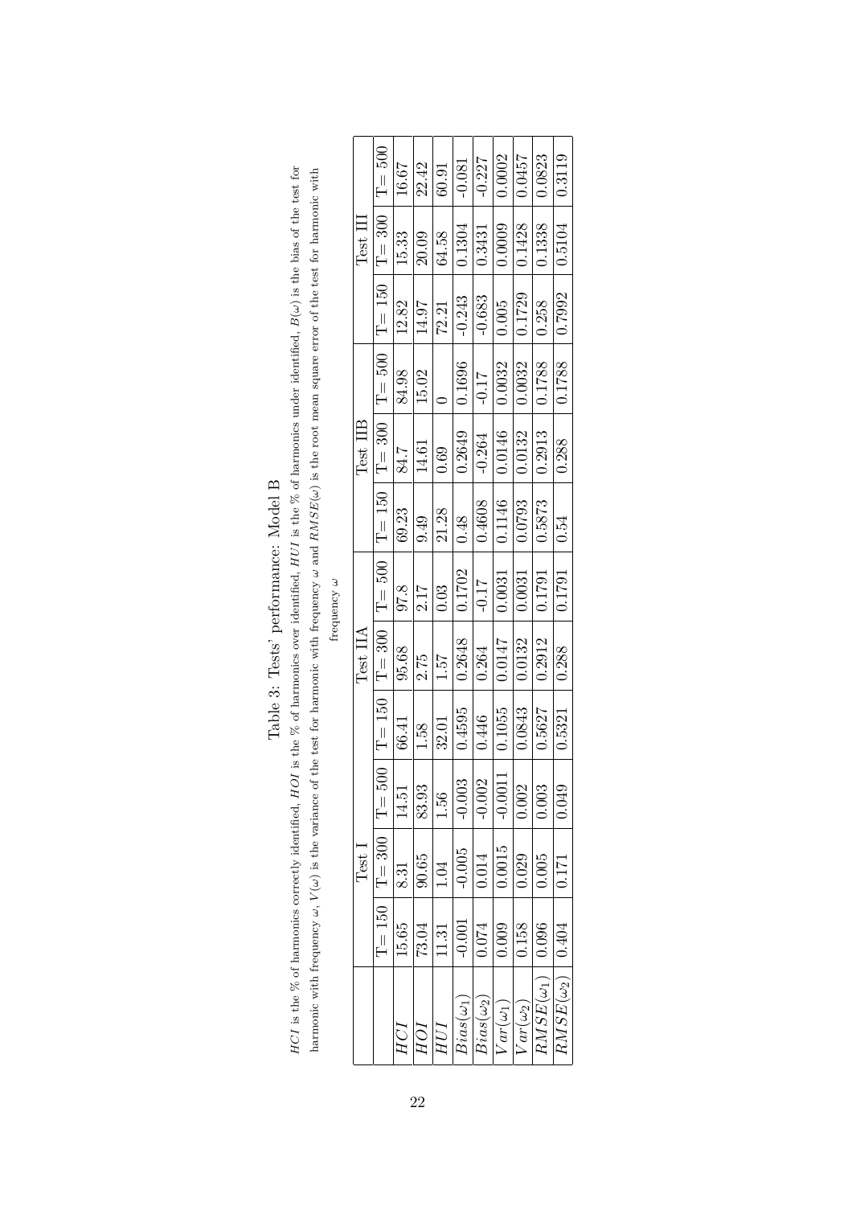Table 3: Tests' performance: Model B

*HCI* is the % of harmonics correctly identified, *HOI* is the % of harmonics over identified, *HUI* is the % of harmonics under identified, $B(\omega)$ is the bias of the test for harmonic with frequency $\omega$, $V(\omega)$ is the variance of the test for harmonic with frequency $\omega$ and $RMSE(\omega)$ is the root mean square error of the test for harmonic with frequency $\omega$

| | Test I | | | Test IIA | | | Test IIB | | | Test III | | |
|---|---|---|---|---|---|---|---|---|---|---|---|---|
| | T= 150 | T= 300 | T= 500 | T= 150 | T= 300 | T= 500 | T= 150 | T= 300 | T= 500 | T= 150 | T= 300 | T= 500 |
| $HCI$ | 15.65 | 8.31 | 14.51 | 66.41 | 95.68 | 97.8 | 69.23 | 84.7 | 84.98 | 12.82 | 15.33 | 16.67 |
| $HOI$ | 73.04 | 90.65 | 83.93 | 1.58 | 2.75 | 2.17 | 9.49 | 14.61 | 15.02 | 14.97 | 20.09 | 22.42 |
| $HUI$ | 11.31 | 1.04 | 1.56 | 32.01 | 1.57 | 0.03 | 21.28 | 0.69 | 0 | 72.21 | 64.58 | 60.91 |
| $Bias(\omega_1)$ | -0.001 | -0.005 | -0.003 | 0.4595 | 0.2648 | 0.1702 | 0.48 | 0.2649 | 0.1696 | -0.243 | 0.1304 | -0.081 |
| $Bias(\omega_2)$ | 0.074 | 0.014 | -0.002 | 0.446 | 0.264 | -0.17 | 0.4608 | -0.264 | -0.17 | -0.683 | 0.3431 | -0.227 |
| $Var(\omega_1)$ | 0.009 | 0.0015 | -0.0011 | 0.1055 | 0.0147 | 0.0031 | 0.1146 | 0.0146 | 0.0032 | 0.005 | 0.0009 | 0.0002 |
| $Var(\omega_2)$ | 0.158 | 0.029 | 0.002 | 0.0843 | 0.0132 | 0.0031 | 0.0793 | 0.0132 | 0.0032 | 0.1729 | 0.1428 | 0.0457 |
| $RMSE(\omega_1)$ | 0.096 | 0.005 | 0.003 | 0.5627 | 0.2912 | 0.1791 | 0.5873 | 0.2913 | 0.1788 | 0.258 | 0.1338 | 0.0823 |
| $RMSE(\omega_2)$ | 0.404 | 0.171 | 0.049 | 0.5321 | 0.288 | 0.1791 | 0.54 | 0.288 | 0.1788 | 0.7992 | 0.5104 | 0.3119 |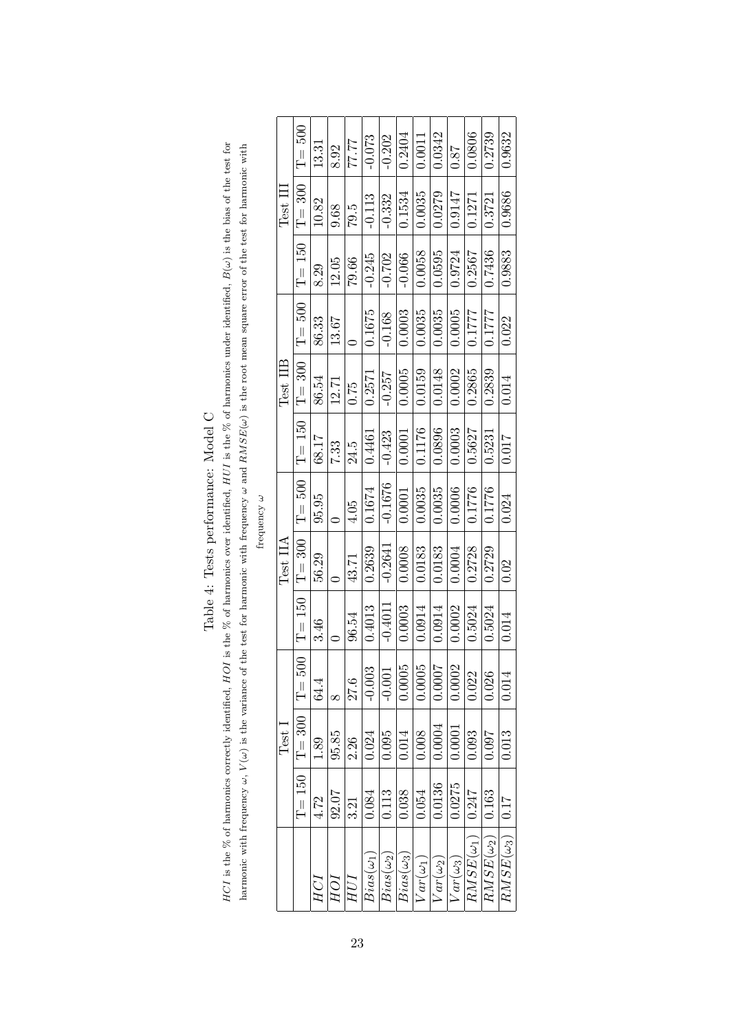Table 4: Tests performance: Model C

$HCI$ is the % of harmonics correctly identified, $HOI$ is the % of harmonics over identified, $HUI$ is the % of harmonics under identified, $B(\omega)$ is the bias of the test for harmonic with frequency $\omega$, $V(\omega)$ is the variance of the test for harmonic with frequency $\omega$ and $RMSE(\omega)$ is the root mean square error of the test for harmonic with frequency $\omega$

| | Test I | | | Test IIA | | | Test IIB | | | Test III | | |
|---|---|---|---|---|---|---|---|---|---|---|---|---|
| | T= 150 | T= 300 | T= 500 | T= 150 | T= 300 | T= 500 | T= 150 | T= 300 | T= 500 | T= 150 | T= 300 | T= 500 |
| $HCI$ | 4.72 | 1.89 | 64.4 | 3.46 | 56.29 | 95.95 | 68.17 | 86.54 | 86.33 | 8.29 | 10.82 | 13.31 |
| $HOI$ | 92.07 | 95.85 | 8 | 0 | 0 | 0 | 7.33 | 12.71 | 13.67 | 12.05 | 9.68 | 8.92 |
| $HUI$ | 3.21 | 2.26 | 27.6 | 96.54 | 43.71 | 4.05 | 24.5 | 0.75 | 0 | 79.66 | 79.5 | 77.77 |
| $Bias(\omega_1)$ | 0.084 | 0.024 | -0.003 | 0.4013 | 0.2639 | 0.1674 | 0.4461 | 0.2571 | 0.1675 | -0.245 | -0.113 | -0.073 |
| $Bias(\omega_2)$ | 0.113 | 0.095 | -0.001 | -0.4011 | -0.2641 | -0.1676 | -0.423 | -0.257 | -0.168 | -0.702 | -0.332 | -0.202 |
| $Bias(\omega_3)$ | 0.038 | 0.014 | 0.0005 | 0.0003 | 0.0008 | 0.0001 | 0.0001 | 0.0005 | 0.0003 | -0.066 | 0.1534 | 0.2404 |
| $Var(\omega_1)$ | 0.054 | 0.008 | 0.0005 | 0.0914 | 0.0183 | 0.0035 | 0.1176 | 0.0159 | 0.0035 | 0.0058 | 0.0035 | 0.0011 |
| $Var(\omega_2)$ | 0.0136 | 0.0004 | 0.0007 | 0.0914 | 0.0183 | 0.0035 | 0.0896 | 0.0148 | 0.0035 | 0.0595 | 0.0279 | 0.0342 |
| $Var(\omega_3)$ | 0.0275 | 0.0001 | 0.0002 | 0.0002 | 0.0004 | 0.0006 | 0.0003 | 0.0002 | 0.0005 | 0.9724 | 0.9147 | 0.87 |
| $RMSE(\omega_1)$ | 0.247 | 0.093 | 0.022 | 0.5024 | 0.2728 | 0.1776 | 0.5627 | 0.2865 | 0.1777 | 0.2567 | 0.1271 | 0.0806 |
| $RMSE(\omega_2)$ | 0.163 | 0.097 | 0.026 | 0.5024 | 0.2729 | 0.1776 | 0.5231 | 0.2839 | 0.1777 | 0.7436 | 0.3721 | 0.2739 |
| $RMSE(\omega_3)$ | 0.17 | 0.013 | 0.014 | 0.014 | 0.02 | 0.024 | 0.017 | 0.014 | 0.022 | 0.9883 | 0.9686 | 0.9632 |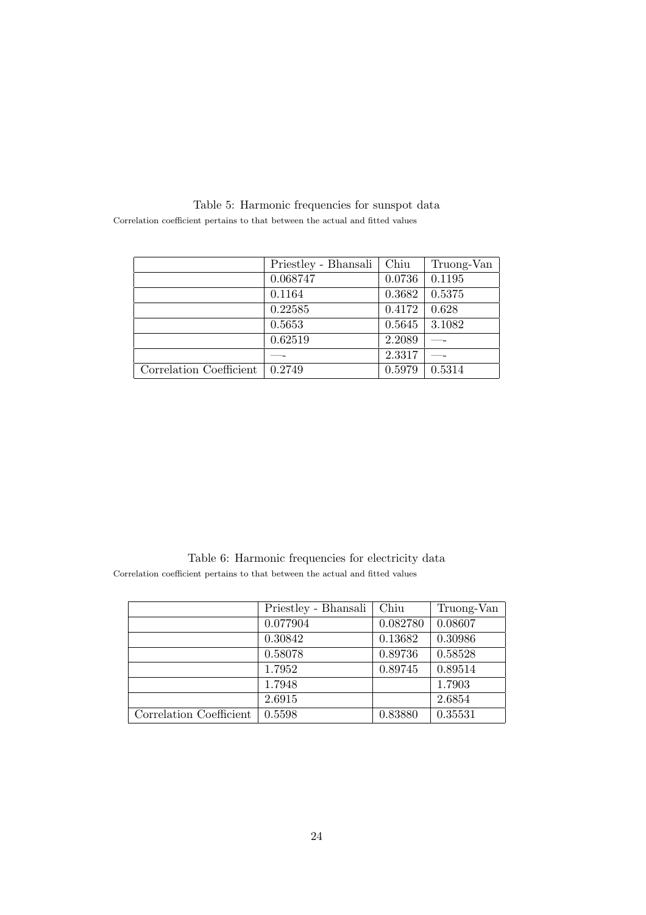Table 5: Harmonic frequencies for sunspot data

Correlation coefficient pertains to that between the actual and fitted values

| | Priestley - Bhansali | Chiu | Truong-Van |
|---|---|---|---|
| | 0.068747 | 0.0736 | 0.1195 |
| | 0.1164 | 0.3682 | 0.5375 |
| | 0.22585 | 0.4172 | 0.628 |
| | 0.5653 | 0.5645 | 3.1082 |
| | 0.62519 | 2.2089 | —- |
| | —- | 2.3317 | —- |
| Correlation Coefficient | 0.2749 | 0.5979 | 0.5314 |

Table 6: Harmonic frequencies for electricity data

Correlation coefficient pertains to that between the actual and fitted values

| | Priestley - Bhansali | Chiu | Truong-Van |
|---|---|---|---|
| | 0.077904 | 0.082780 | 0.08607 |
| | 0.30842 | 0.13682 | 0.30986 |
| | 0.58078 | 0.89736 | 0.58528 |
| | 1.7952 | 0.89745 | 0.89514 |
| | 1.7948 | | 1.7903 |
| | 2.6915 | | 2.6854 |
| Correlation Coefficient | 0.5598 | 0.83880 | 0.35531 |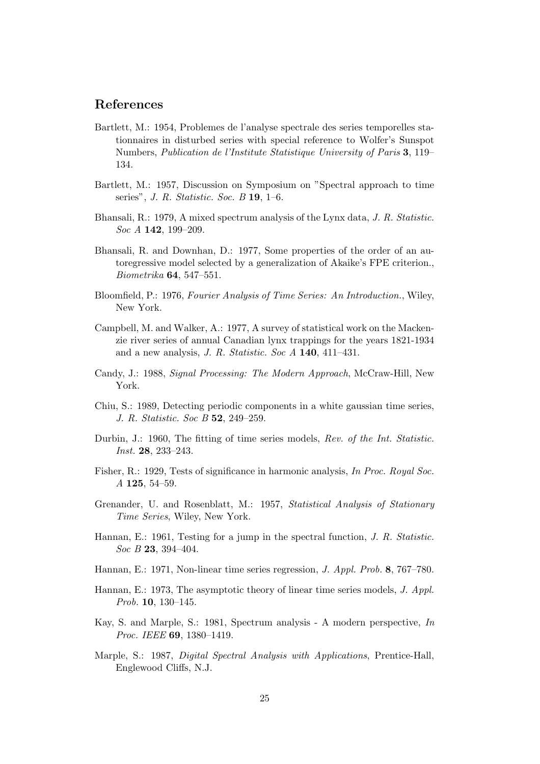## References

Bartlett, M.: 1954, Problemes de l'analyse spectrale des series temporelles stationnaires in disturbed series with special reference to Wolfer's Sunspot Numbers, *Publication de l'Institute Statistique University of Paris* **3**, 119–134.

Bartlett, M.: 1957, Discussion on Symposium on "Spectral approach to time series", *J. R. Statistic. Soc. B* **19**, 1–6.

Bhansali, R.: 1979, A mixed spectrum analysis of the Lynx data, *J. R. Statistic. Soc A* **142**, 199–209.

Bhansali, R. and Downhan, D.: 1977, Some properties of the order of an autoregressive model selected by a generalization of Akaike's FPE criterion., *Biometrika* **64**, 547–551.

Bloomfield, P.: 1976, *Fourier Analysis of Time Series: An Introduction.*, Wiley, New York.

Campbell, M. and Walker, A.: 1977, A survey of statistical work on the Mackenzie river series of annual Canadian lynx trappings for the years 1821-1934 and a new analysis, *J. R. Statistic. Soc A* **140**, 411–431.

Candy, J.: 1988, *Signal Processing: The Modern Approach*, McCraw-Hill, New York.

Chiu, S.: 1989, Detecting periodic components in a white gaussian time series, *J. R. Statistic. Soc B* **52**, 249–259.

Durbin, J.: 1960, The fitting of time series models, *Rev. of the Int. Statistic. Inst.* **28**, 233–243.

Fisher, R.: 1929, Tests of significance in harmonic analysis, *In Proc. Royal Soc. A* **125**, 54–59.

Grenander, U. and Rosenblatt, M.: 1957, *Statistical Analysis of Stationary Time Series*, Wiley, New York.

Hannan, E.: 1961, Testing for a jump in the spectral function, *J. R. Statistic. Soc B* **23**, 394–404.

Hannan, E.: 1971, Non-linear time series regression, *J. Appl. Prob.* **8**, 767–780.

Hannan, E.: 1973, The asymptotic theory of linear time series models, *J. Appl. Prob.* **10**, 130–145.

Kay, S. and Marple, S.: 1981, Spectrum analysis - A modern perspective, *In Proc. IEEE* **69**, 1380–1419.

Marple, S.: 1987, *Digital Spectral Analysis with Applications*, Prentice-Hall, Englewood Cliffs, N.J.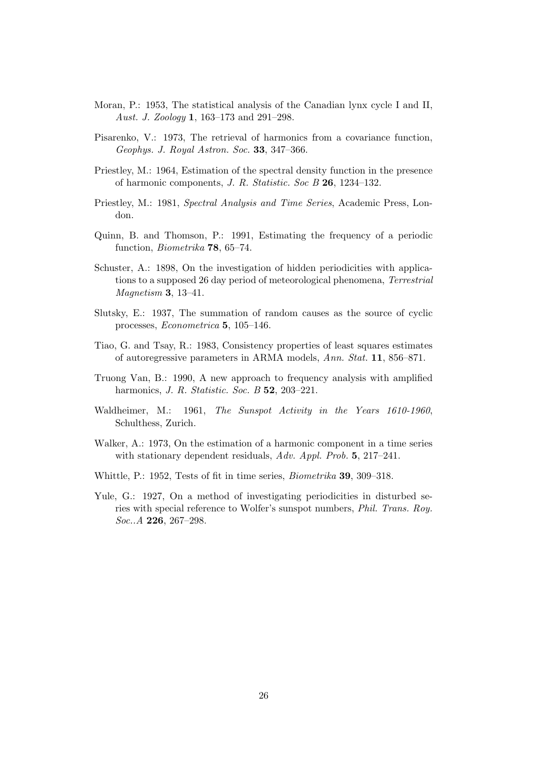Moran, P.: 1953, The statistical analysis of the Canadian lynx cycle I and II, *Aust. J. Zoology* **1**, 163–173 and 291–298.

Pisarenko, V.: 1973, The retrieval of harmonics from a covariance function, *Geophys. J. Royal Astron. Soc.* **33**, 347–366.

Priestley, M.: 1964, Estimation of the spectral density function in the presence of harmonic components, *J. R. Statistic. Soc B* **26**, 1234–132.

Priestley, M.: 1981, *Spectral Analysis and Time Series*, Academic Press, London.

Quinn, B. and Thomson, P.: 1991, Estimating the frequency of a periodic function, *Biometrika* **78**, 65–74.

Schuster, A.: 1898, On the investigation of hidden periodicities with applications to a supposed 26 day period of meteorological phenomena, *Terrestrial Magnetism* **3**, 13–41.

Slutsky, E.: 1937, The summation of random causes as the source of cyclic processes, *Econometrica* **5**, 105–146.

Tiao, G. and Tsay, R.: 1983, Consistency properties of least squares estimates of autoregressive parameters in ARMA models, *Ann. Stat.* **11**, 856–871.

Truong Van, B.: 1990, A new approach to frequency analysis with amplified harmonics, *J. R. Statistic. Soc. B* **52**, 203–221.

Waldheimer, M.: 1961, *The Sunspot Activity in the Years 1610-1960*, Schulthess, Zurich.

Walker, A.: 1973, On the estimation of a harmonic component in a time series with stationary dependent residuals, *Adv. Appl. Prob.* **5**, 217–241.

Whittle, P.: 1952, Tests of fit in time series, *Biometrika* **39**, 309–318.

Yule, G.: 1927, On a method of investigating periodicities in disturbed series with special reference to Wolfer's sunspot numbers, *Phil. Trans. Roy. Soc..A* **226**, 267–298.